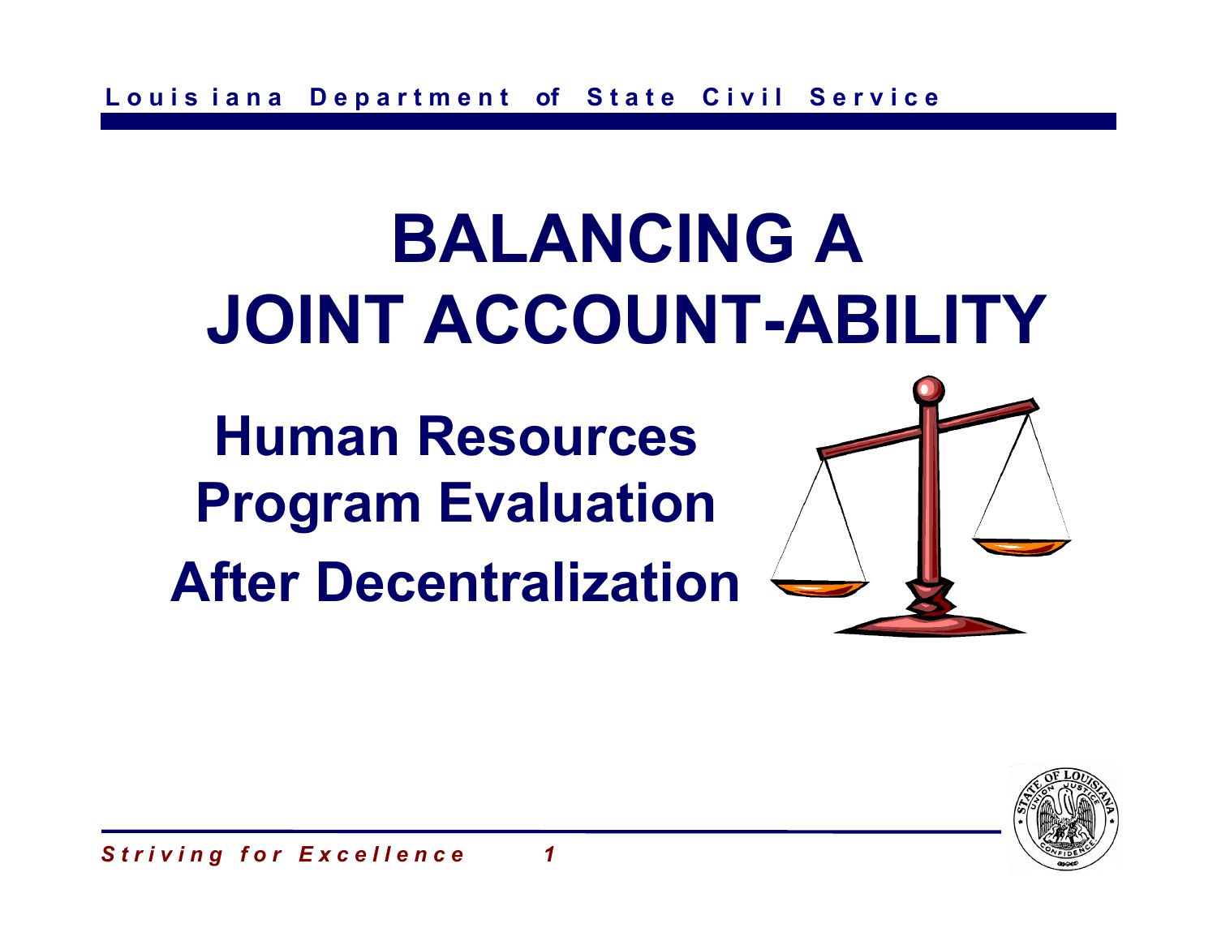# BALANCING A JOINT ACCOUNT-ABILITY

## Human Resources Program Evaluation After Decentralization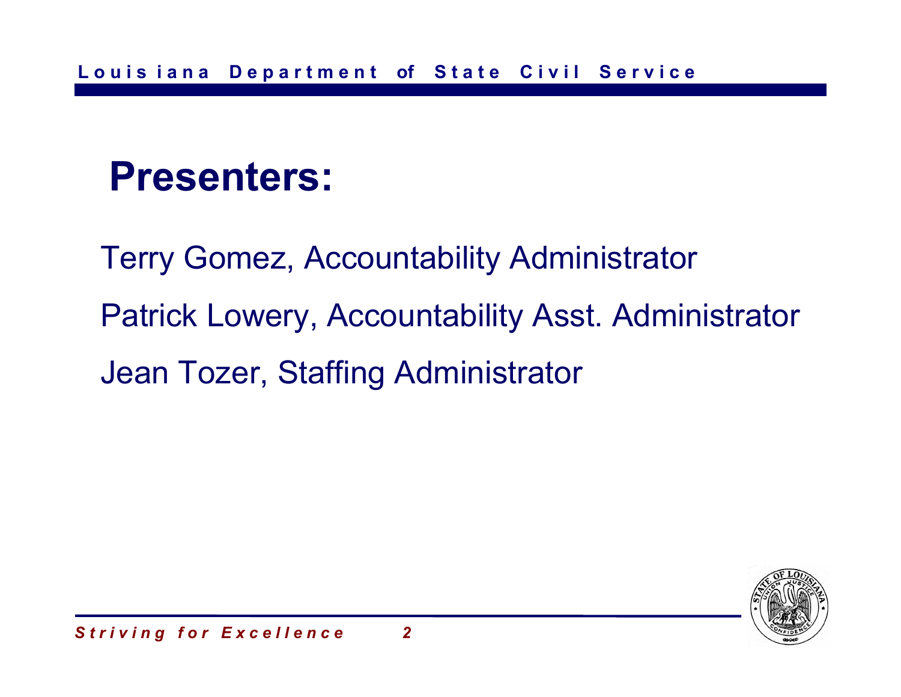# Presenters:

Terry Gomez, Accountability Administrator

Patrick Lowery, Accountability Asst. Administrator

Jean Tozer, Staffing Administrator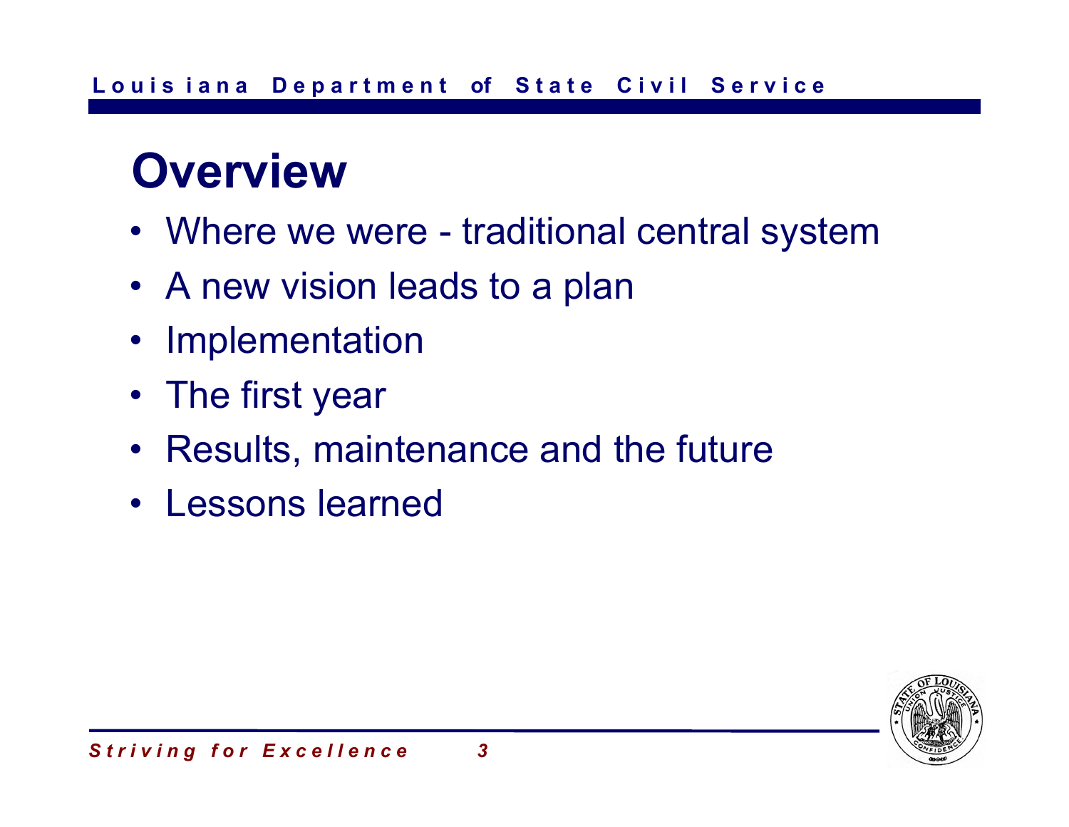# Overview

- Where we were - traditional central system
- A new vision leads to a plan
- Implementation
- The first year
- Results, maintenance and the future
- Lessons learned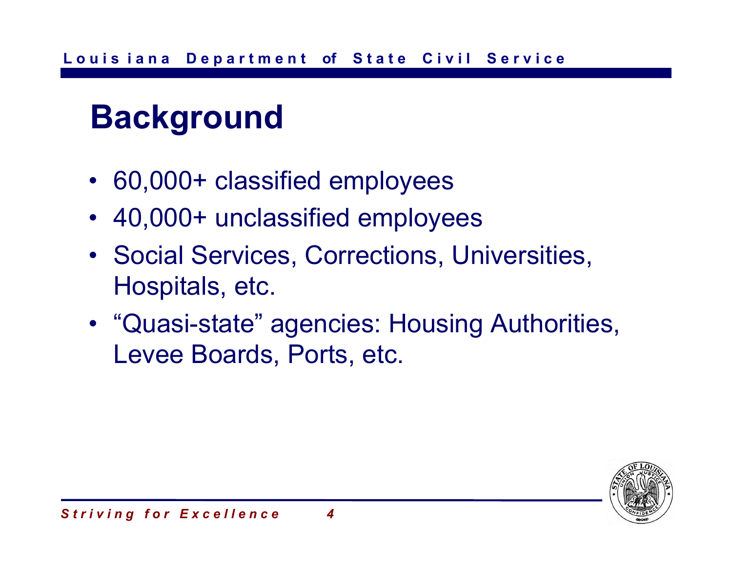# Background

- 60,000+ classified employees
- 40,000+ unclassified employees
- Social Services, Corrections, Universities, Hospitals, etc.
- "Quasi-state" agencies: Housing Authorities, Levee Boards, Ports, etc.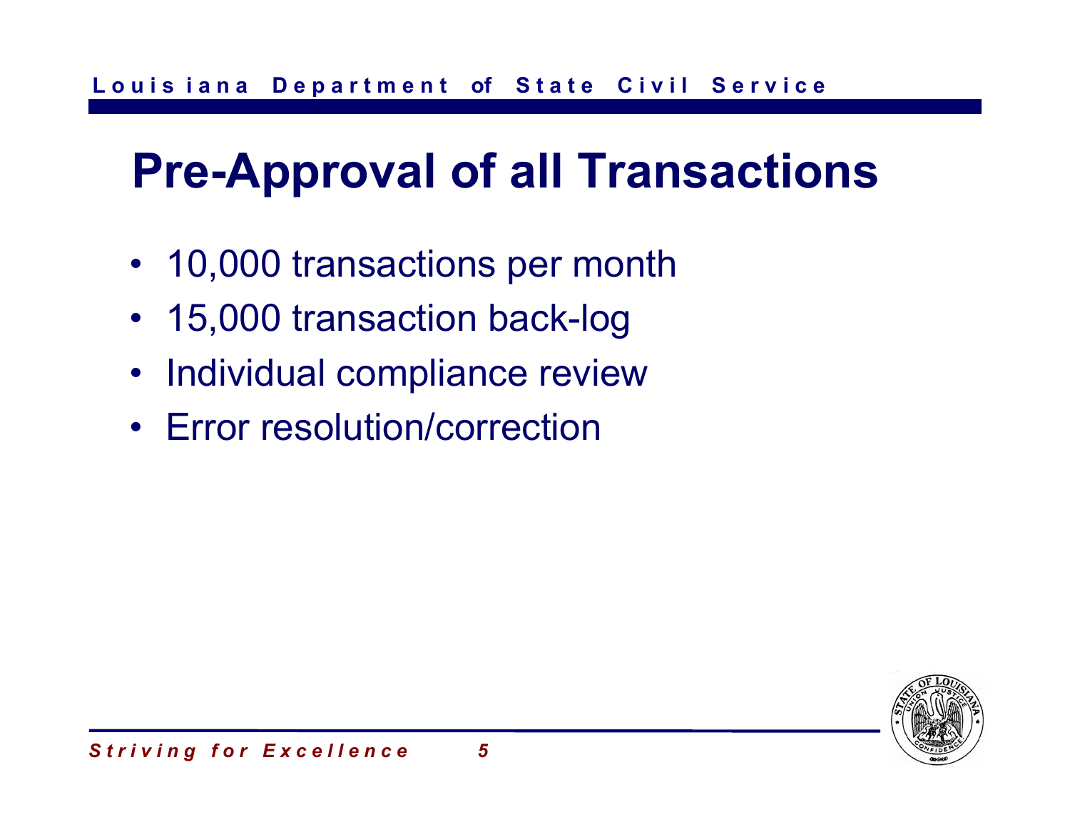# Pre-Approval of all Transactions

- 10,000 transactions per month
- 15,000 transaction back-log
- Individual compliance review
- Error resolution/correction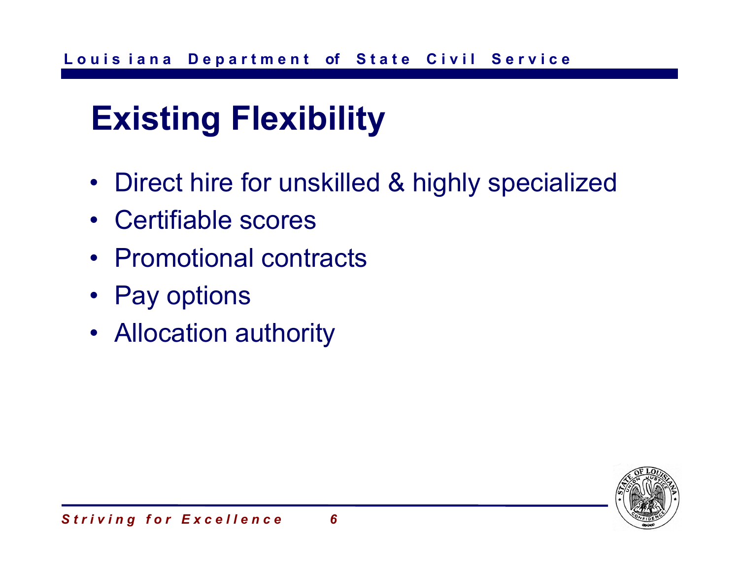# Existing Flexibility

- Direct hire for unskilled & highly specialized
- Certifiable scores
- Promotional contracts
- Pay options
- Allocation authority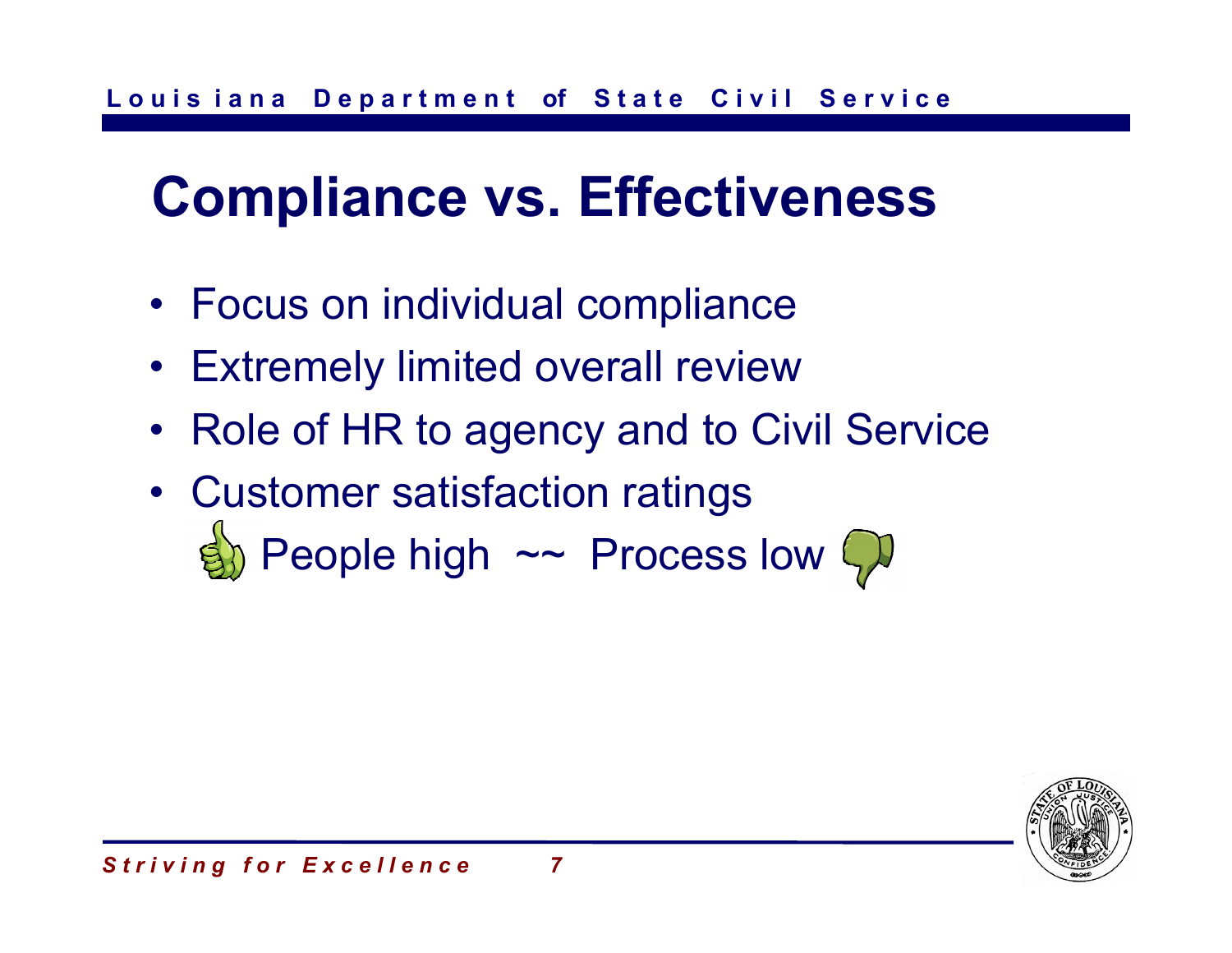# Compliance vs. Effectiveness

- Focus on individual compliance
- Extremely limited overall review
- Role of HR to agency and to Civil Service
- Customer satisfaction ratings
  - People high ~~ Process low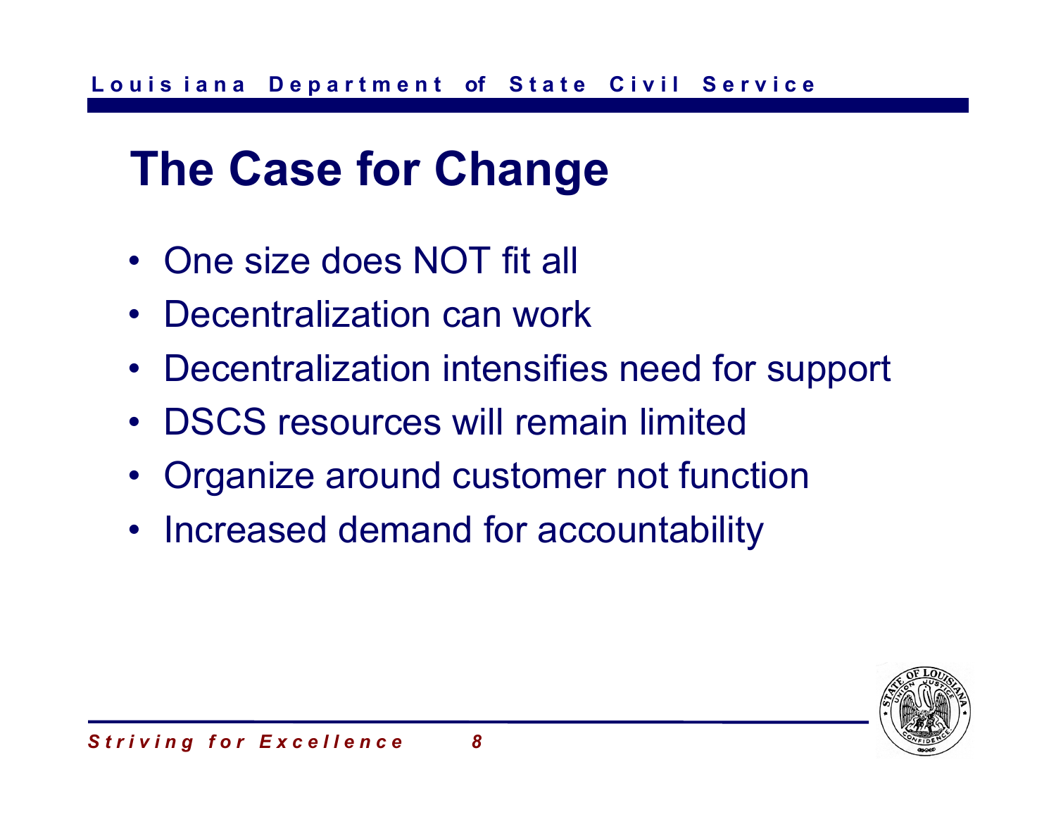# The Case for Change

- One size does NOT fit all
- Decentralization can work
- Decentralization intensifies need for support
- DSCS resources will remain limited
- Organize around customer not function
- Increased demand for accountability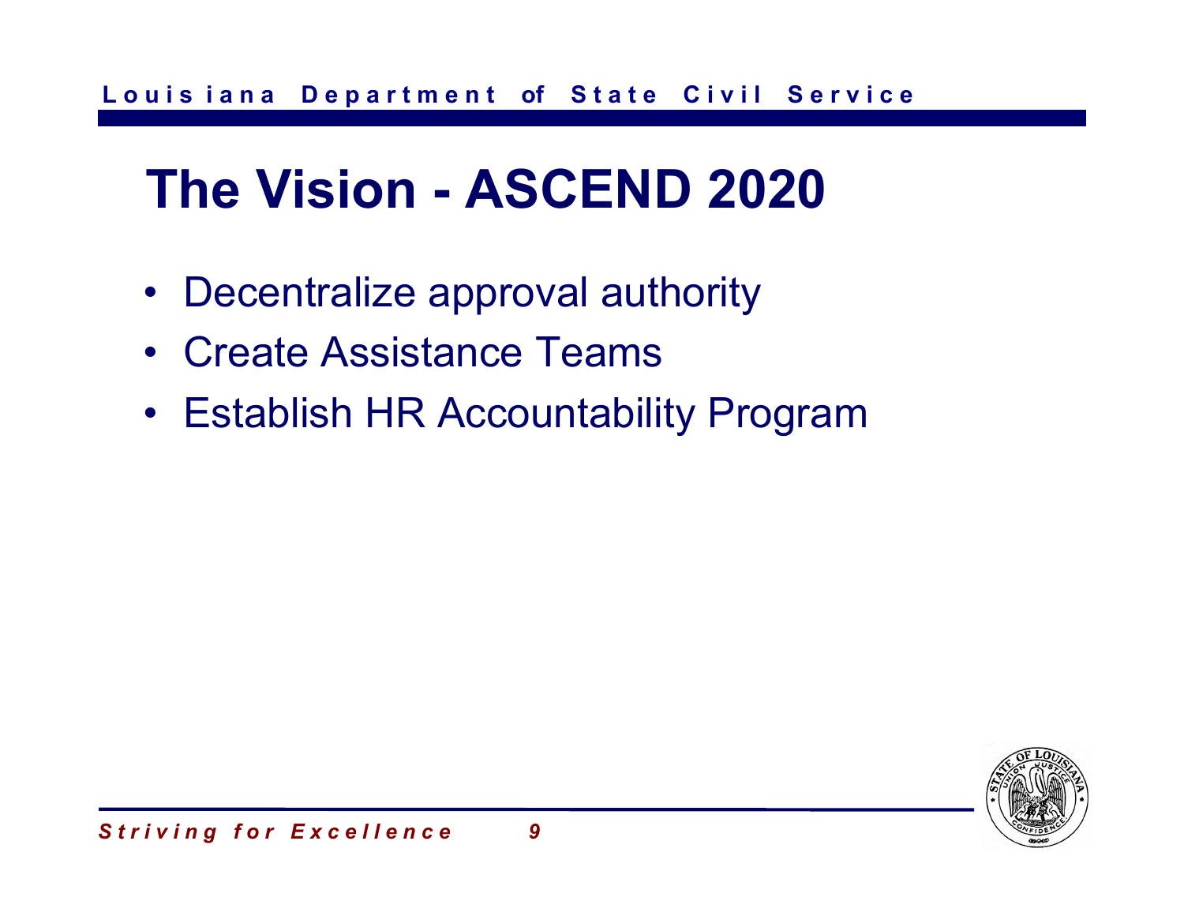# The Vision - ASCEND 2020

- Decentralize approval authority
- Create Assistance Teams
- Establish HR Accountability Program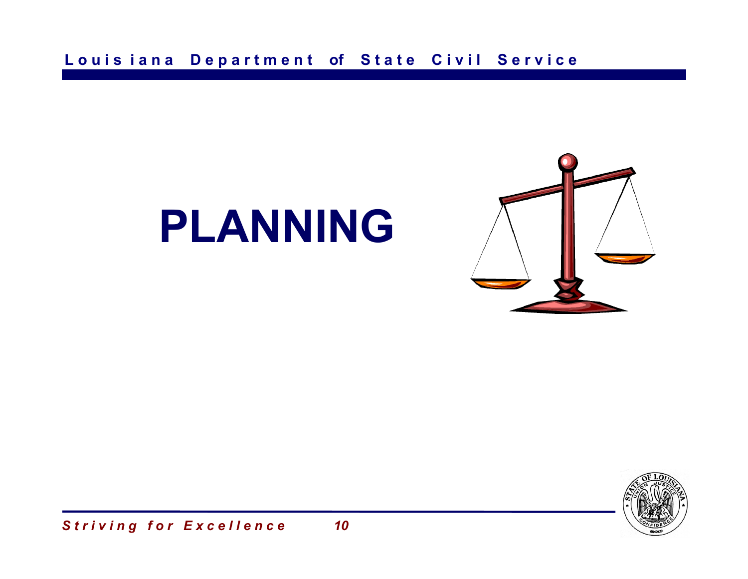# PLANNING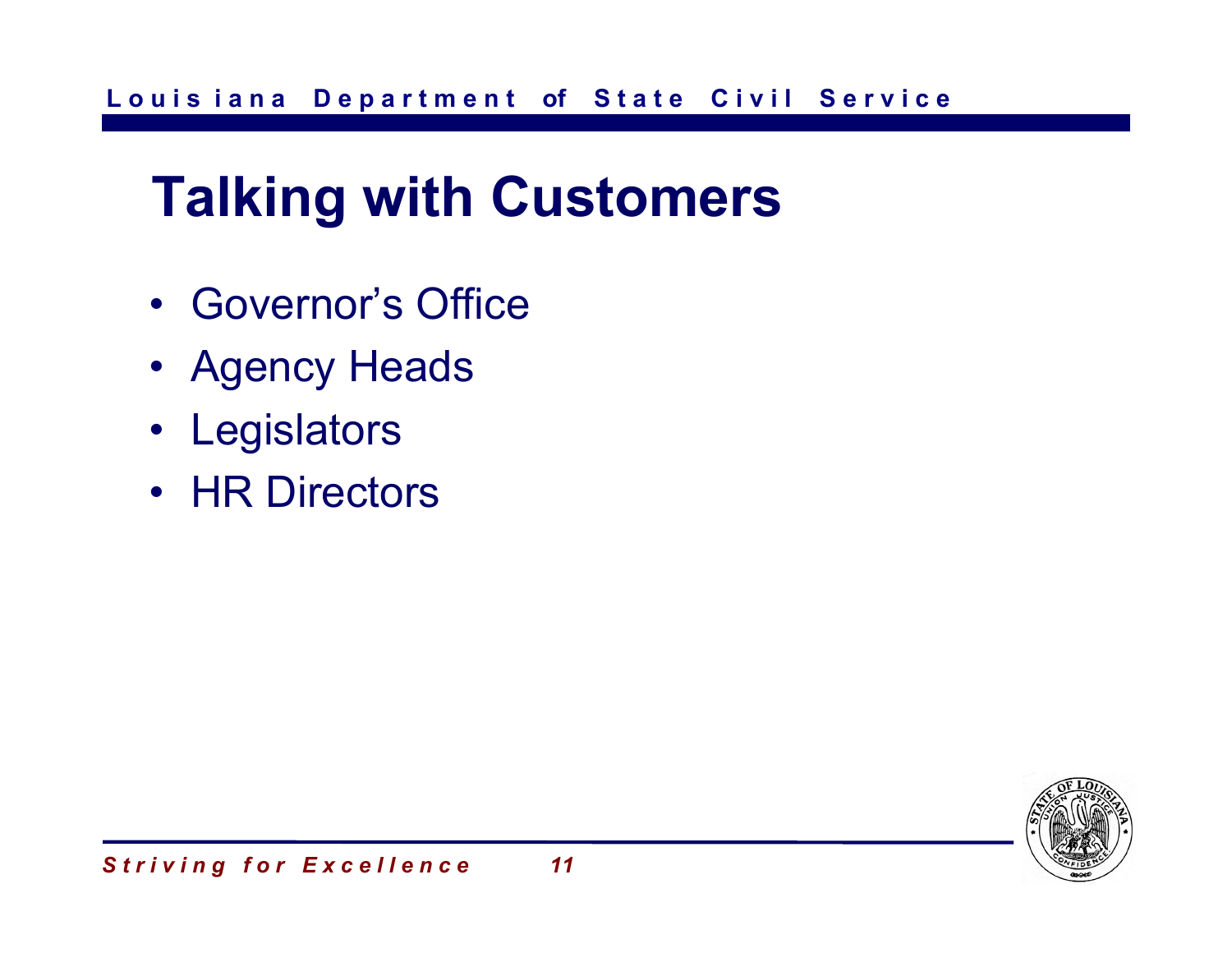# Talking with Customers

- Governor's Office
- Agency Heads
- Legislators
- HR Directors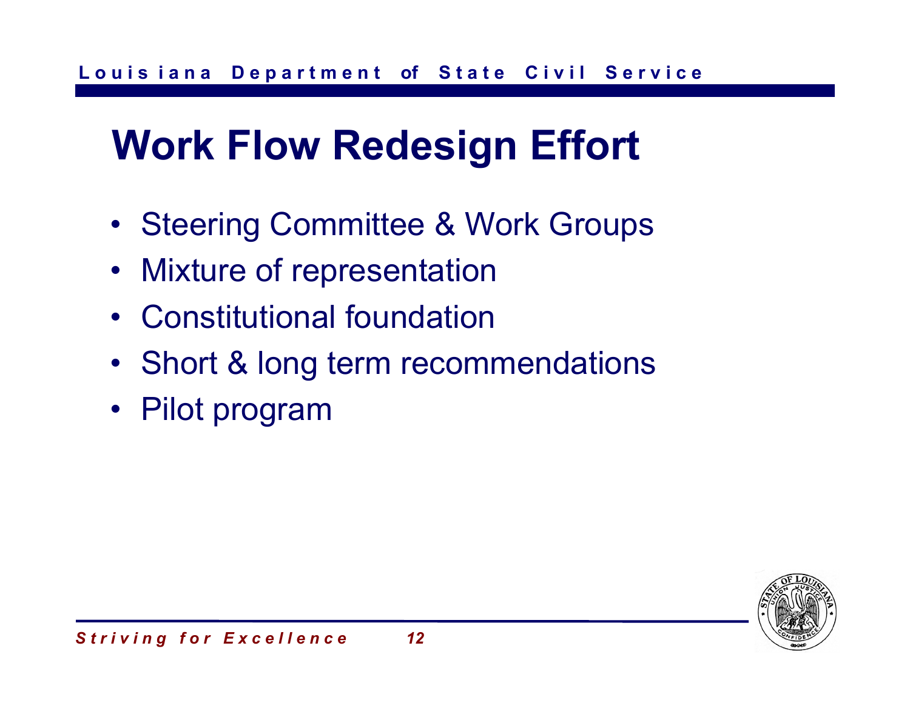# Work Flow Redesign Effort

- Steering Committee & Work Groups
- Mixture of representation
- Constitutional foundation
- Short & long term recommendations
- Pilot program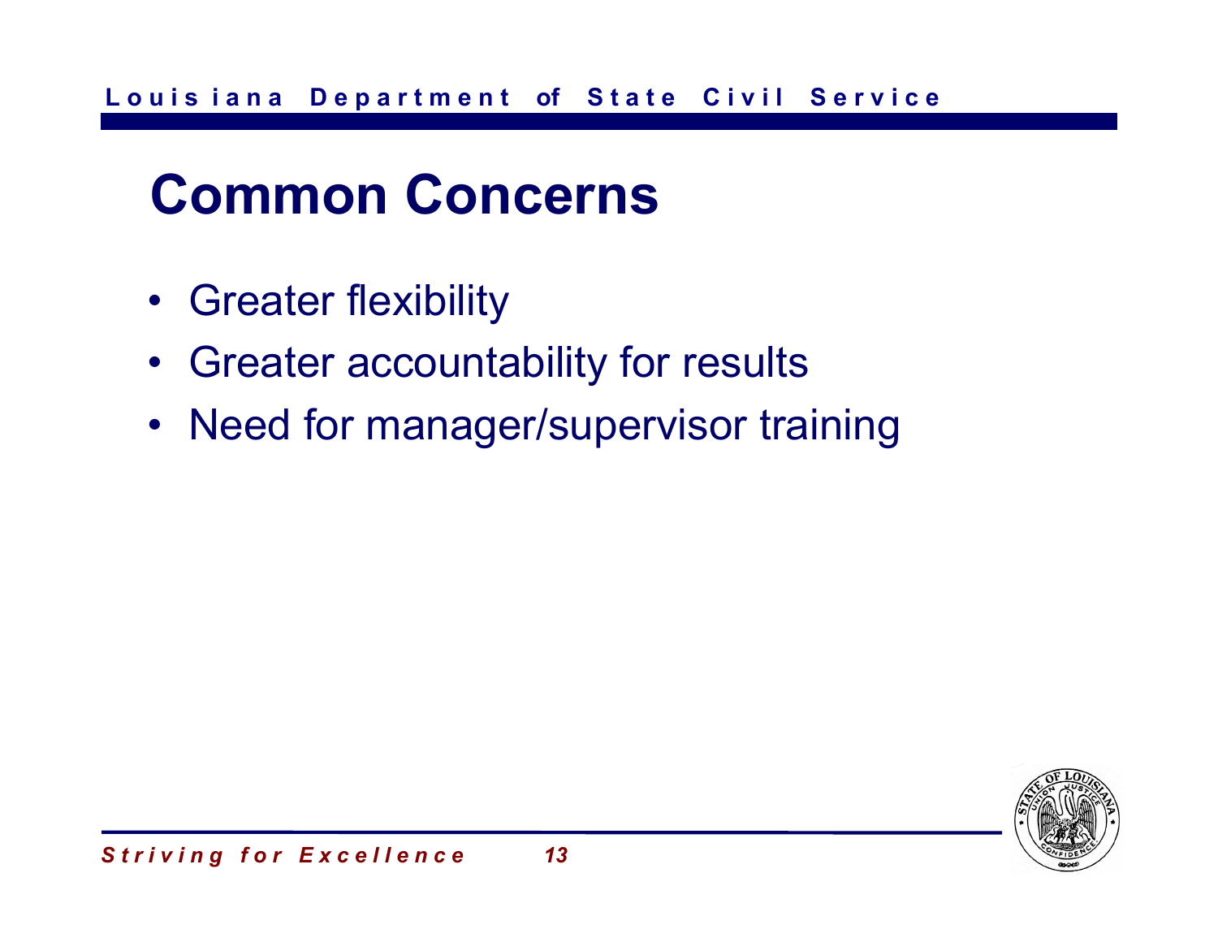# Common Concerns

- Greater flexibility
- Greater accountability for results
- Need for manager/supervisor training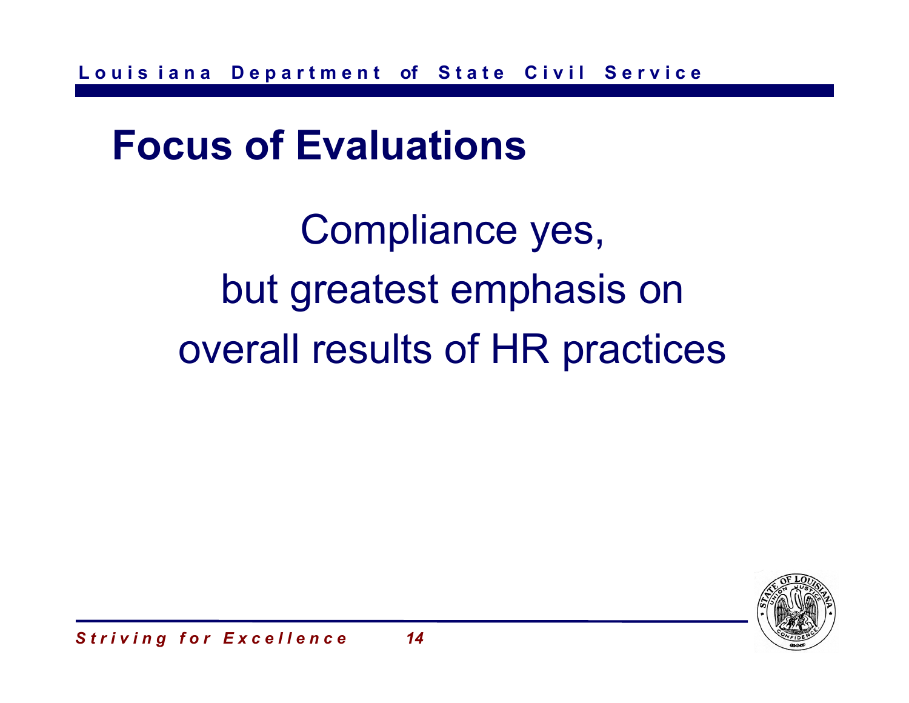# Focus of Evaluations

Compliance yes,
but greatest emphasis on
overall results of HR practices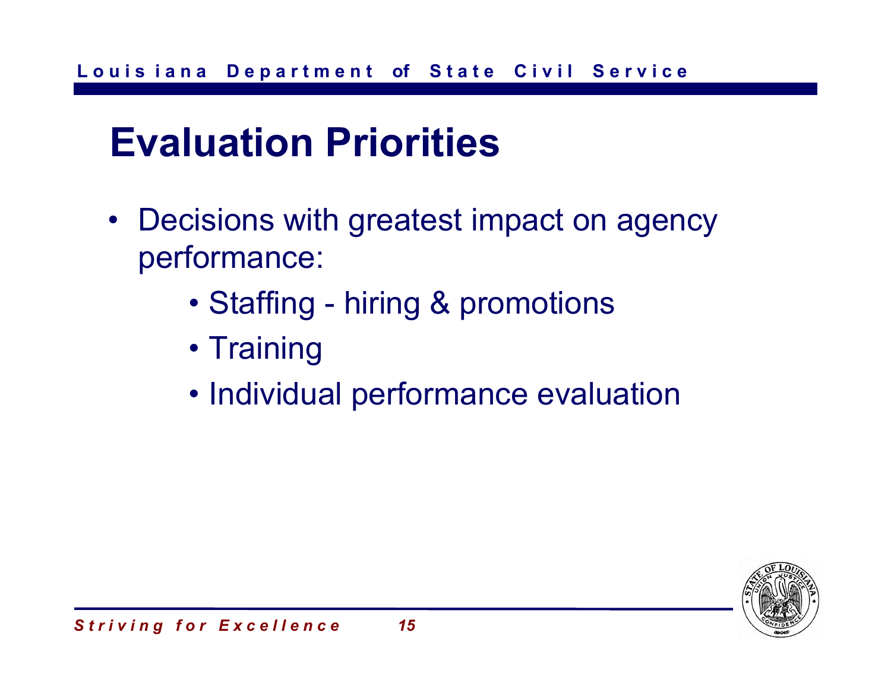# Evaluation Priorities

- Decisions with greatest impact on agency performance:
  - Staffing - hiring & promotions
  - Training
  - Individual performance evaluation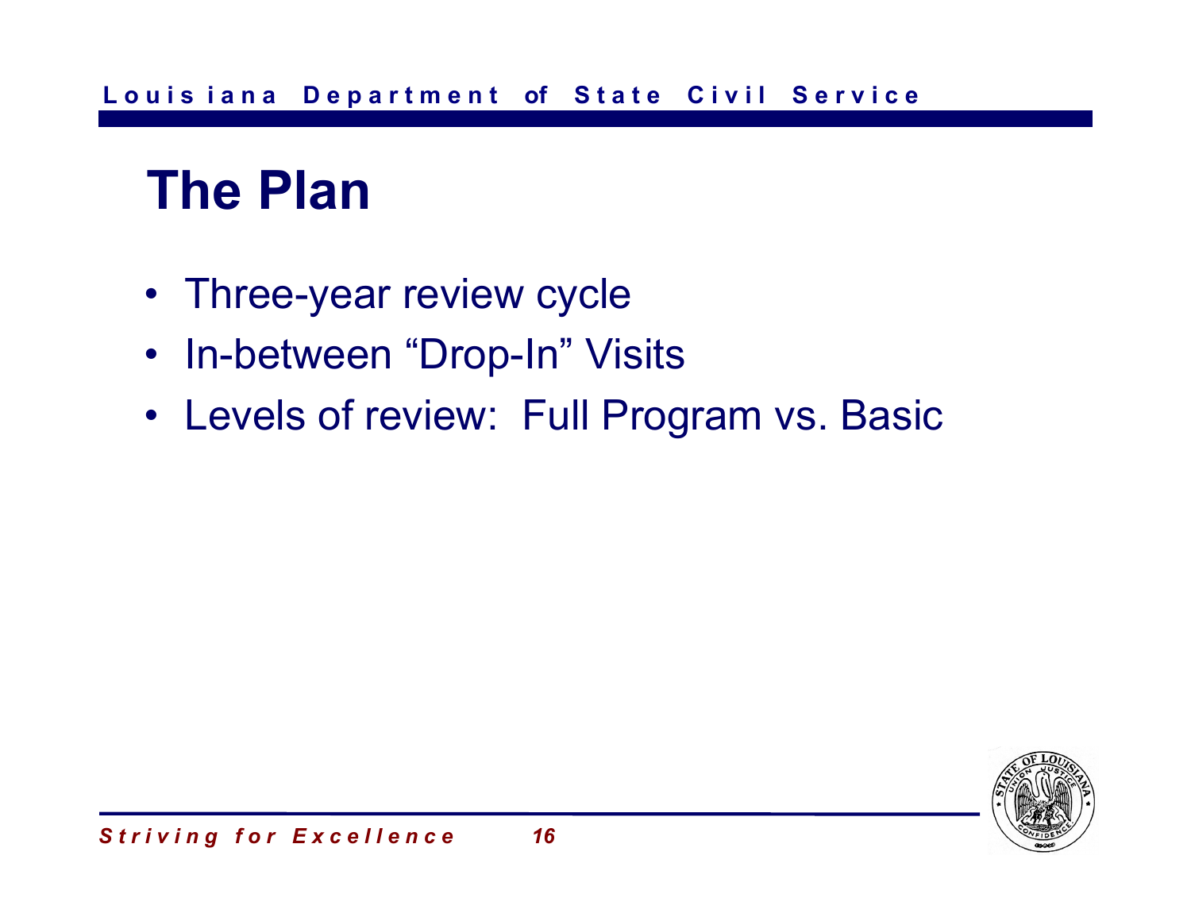# The Plan

- Three-year review cycle
- In-between "Drop-In" Visits
- Levels of review:  Full Program vs. Basic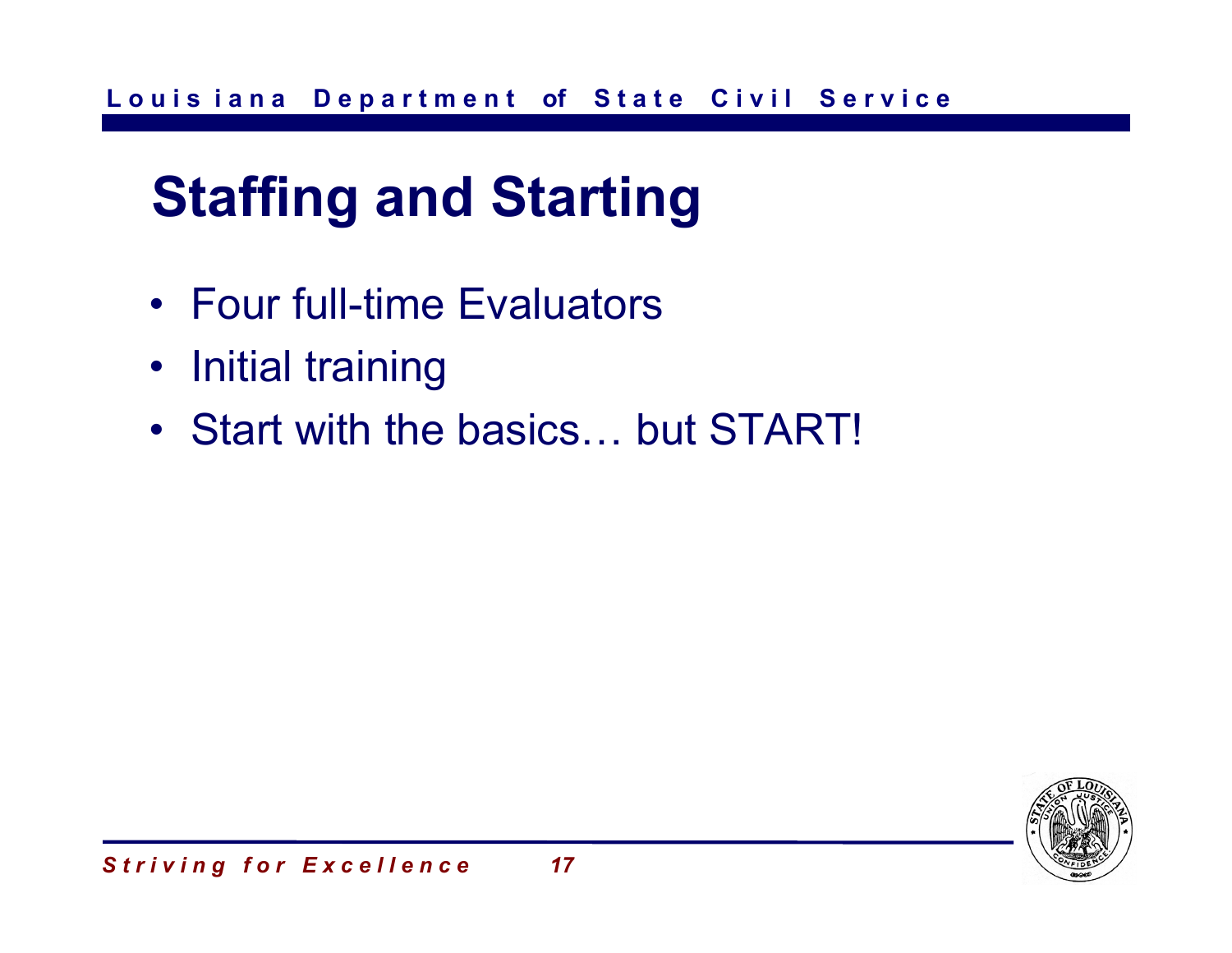# Staffing and Starting

- Four full-time Evaluators
- Initial training
- Start with the basics… but START!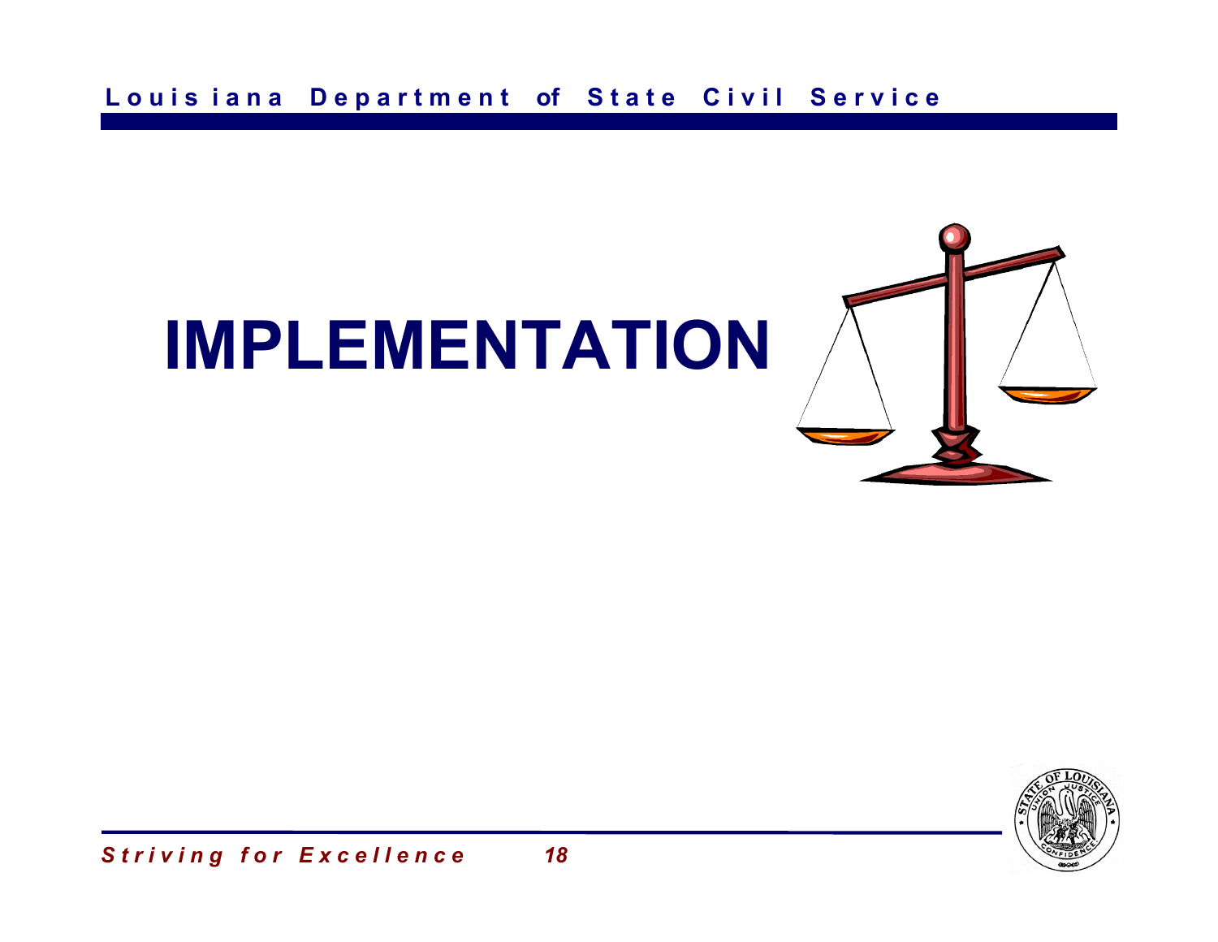# IMPLEMENTATION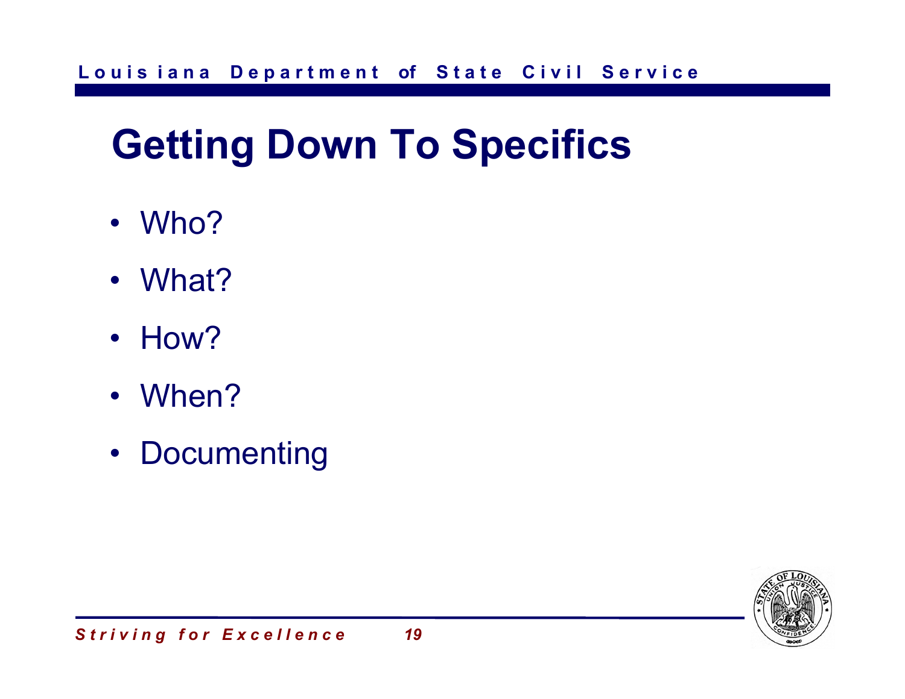# Getting Down To Specifics

- Who?
- What?
- How?
- When?
- Documenting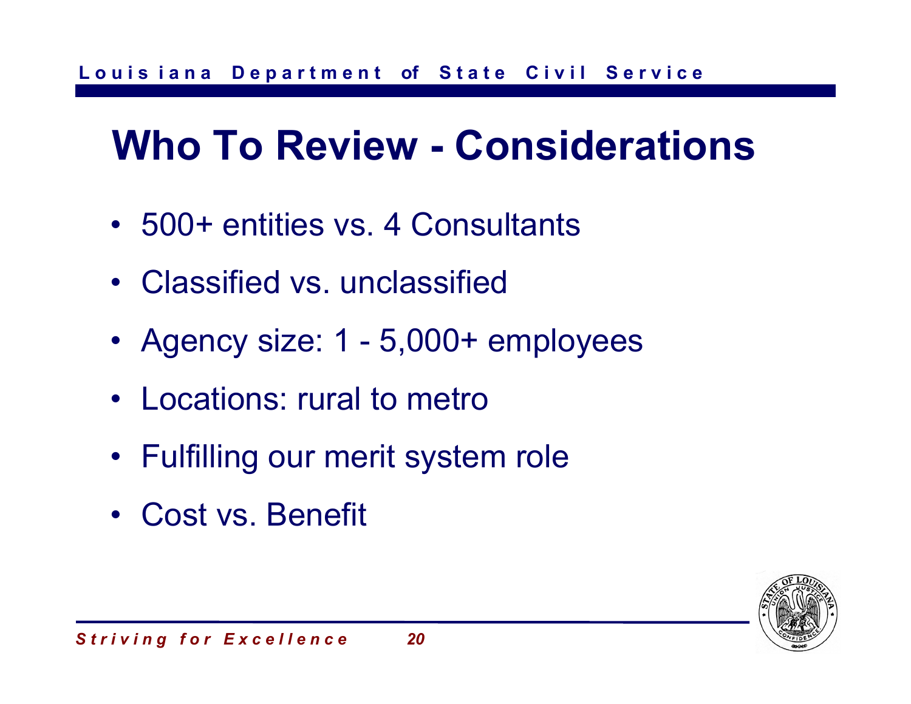# Who To Review - Considerations

- 500+ entities vs. 4 Consultants
- Classified vs. unclassified
- Agency size: 1 - 5,000+ employees
- Locations: rural to metro
- Fulfilling our merit system role
- Cost vs. Benefit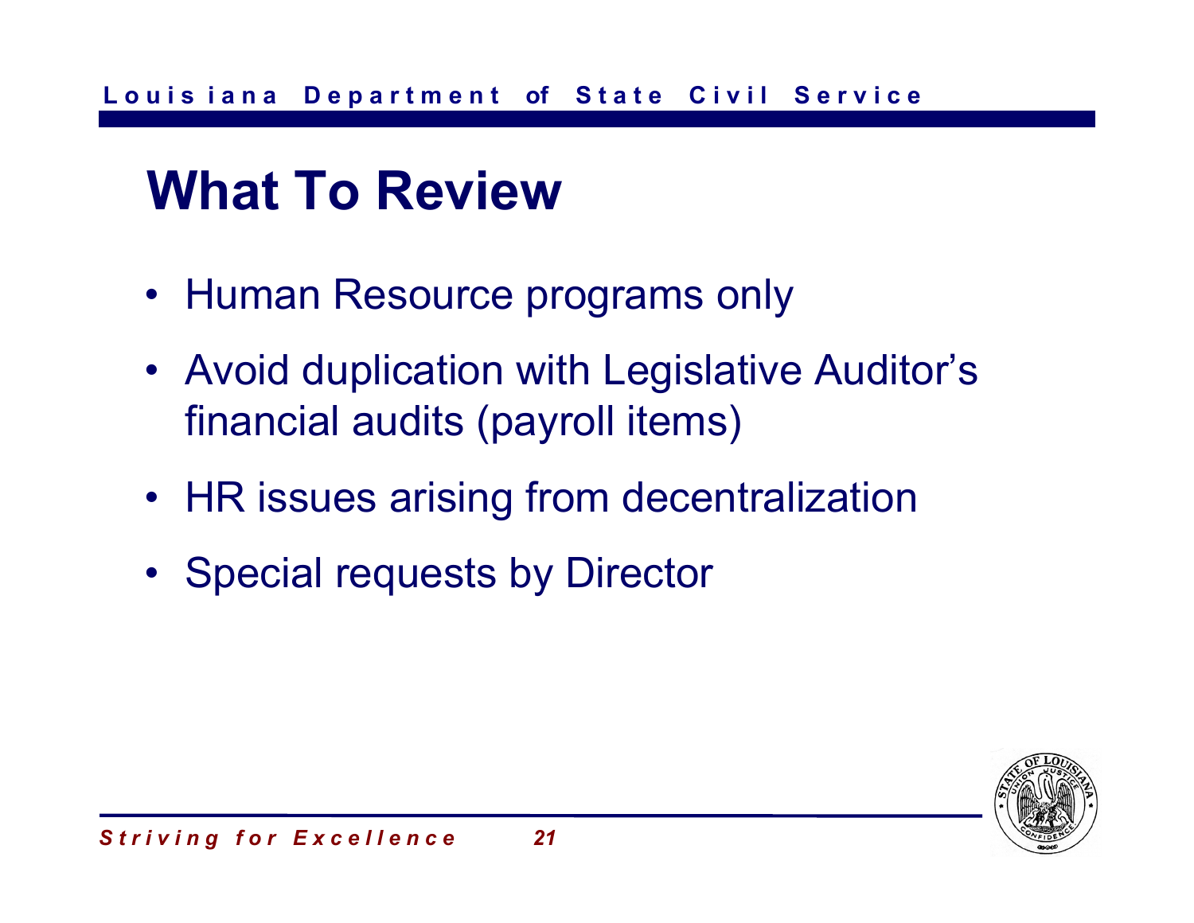# What To Review

- Human Resource programs only
- Avoid duplication with Legislative Auditor's financial audits (payroll items)
- HR issues arising from decentralization
- Special requests by Director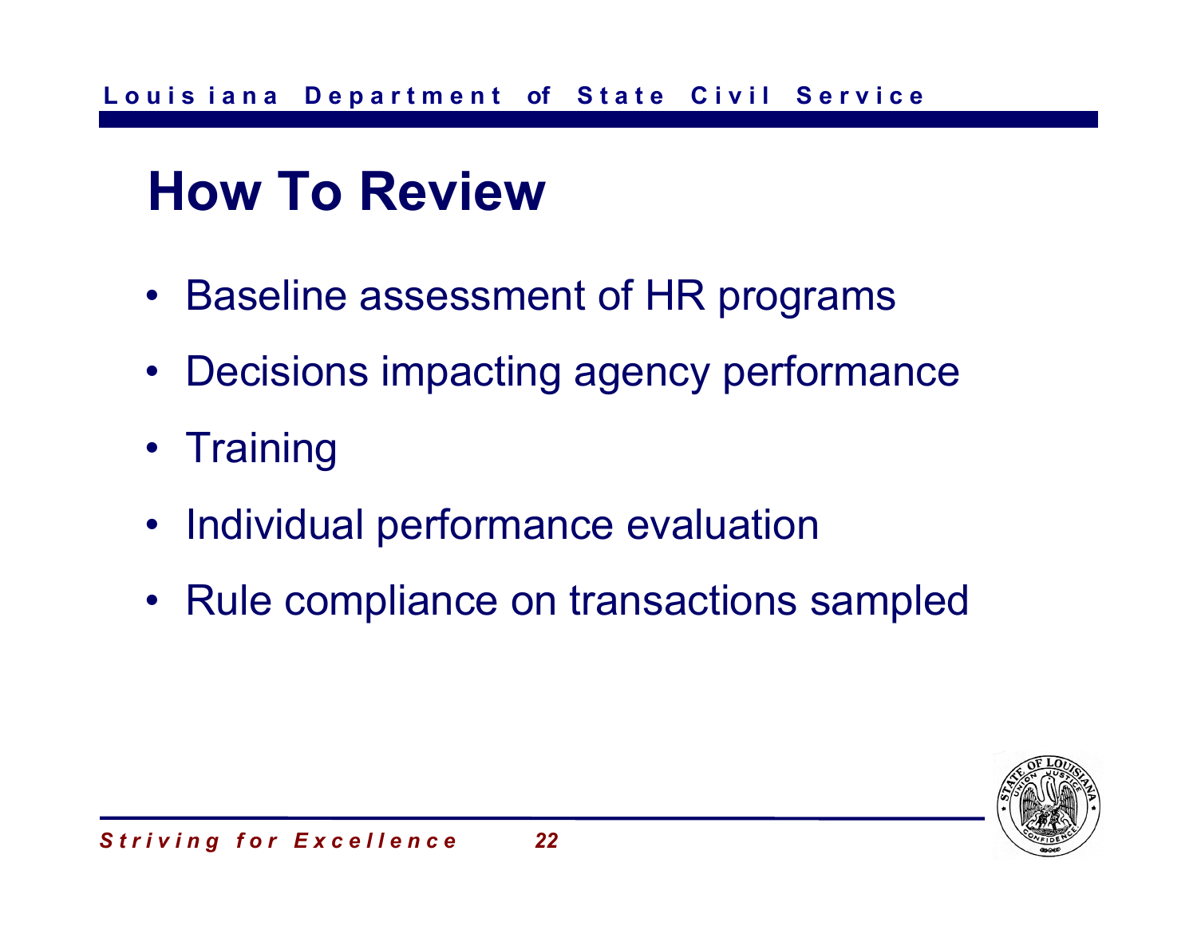# How To Review

- Baseline assessment of HR programs
- Decisions impacting agency performance
- Training
- Individual performance evaluation
- Rule compliance on transactions sampled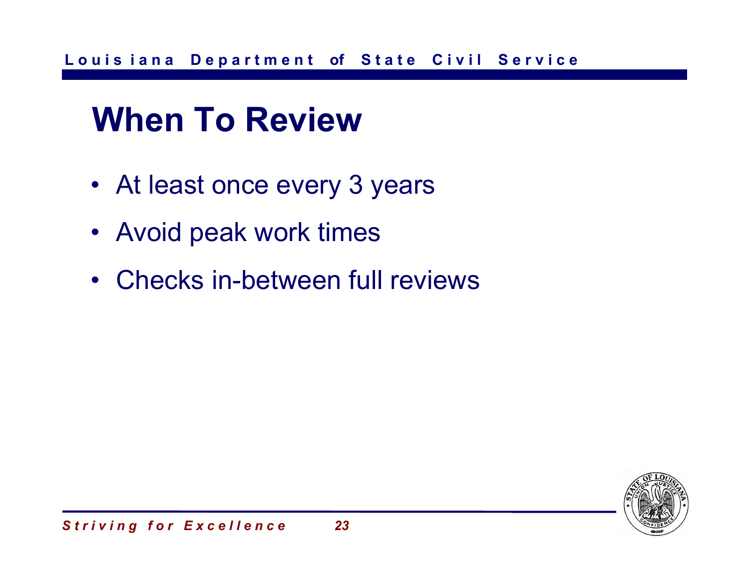# When To Review

- At least once every 3 years
- Avoid peak work times
- Checks in-between full reviews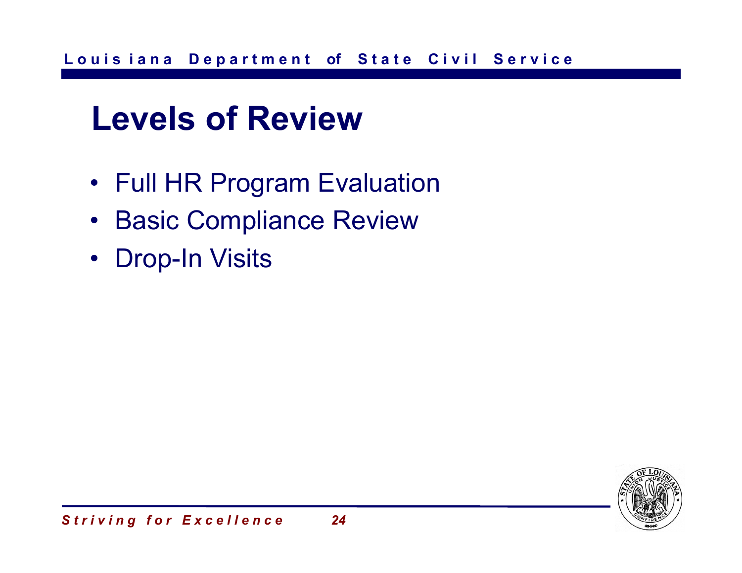# Levels of Review

- Full HR Program Evaluation
- Basic Compliance Review
- Drop-In Visits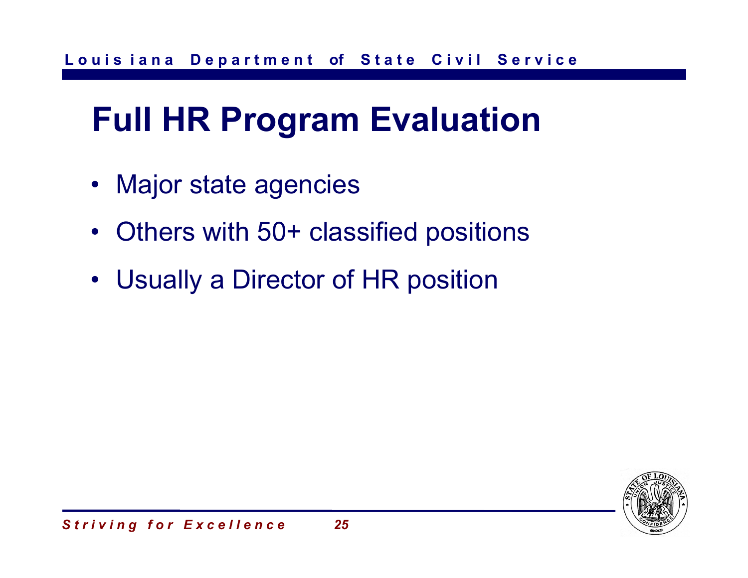# Full HR Program Evaluation

- Major state agencies
- Others with 50+ classified positions
- Usually a Director of HR position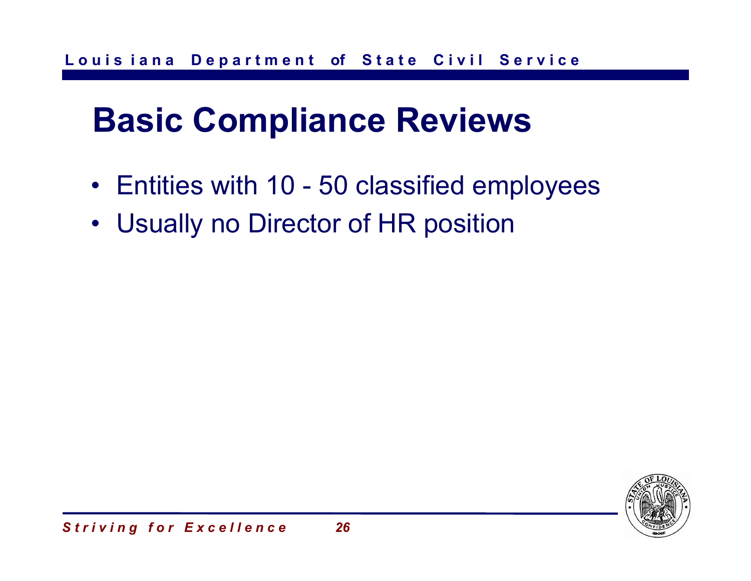# Basic Compliance Reviews

- Entities with 10 - 50 classified employees
- Usually no Director of HR position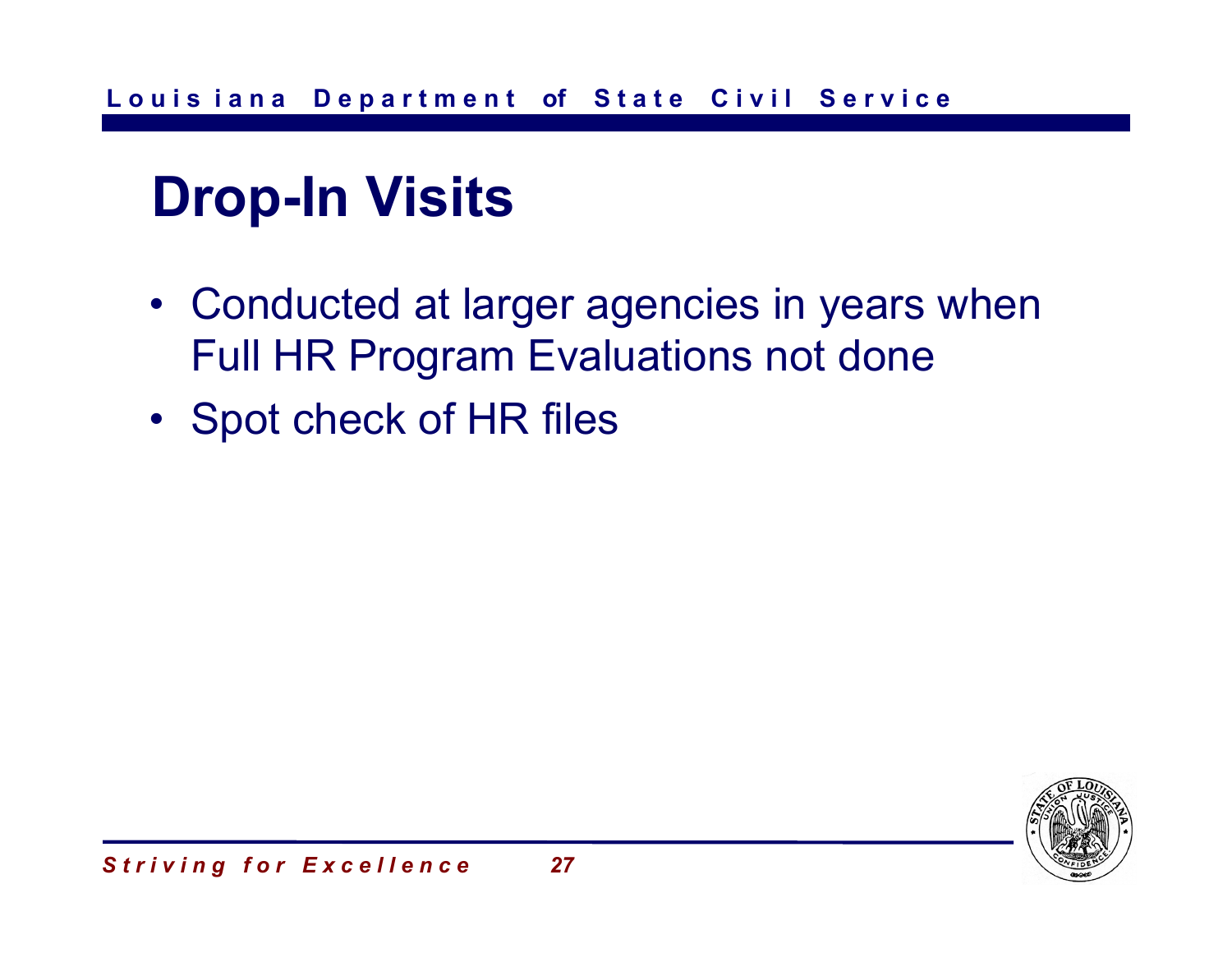# Drop-In Visits

- Conducted at larger agencies in years when Full HR Program Evaluations not done
- Spot check of HR files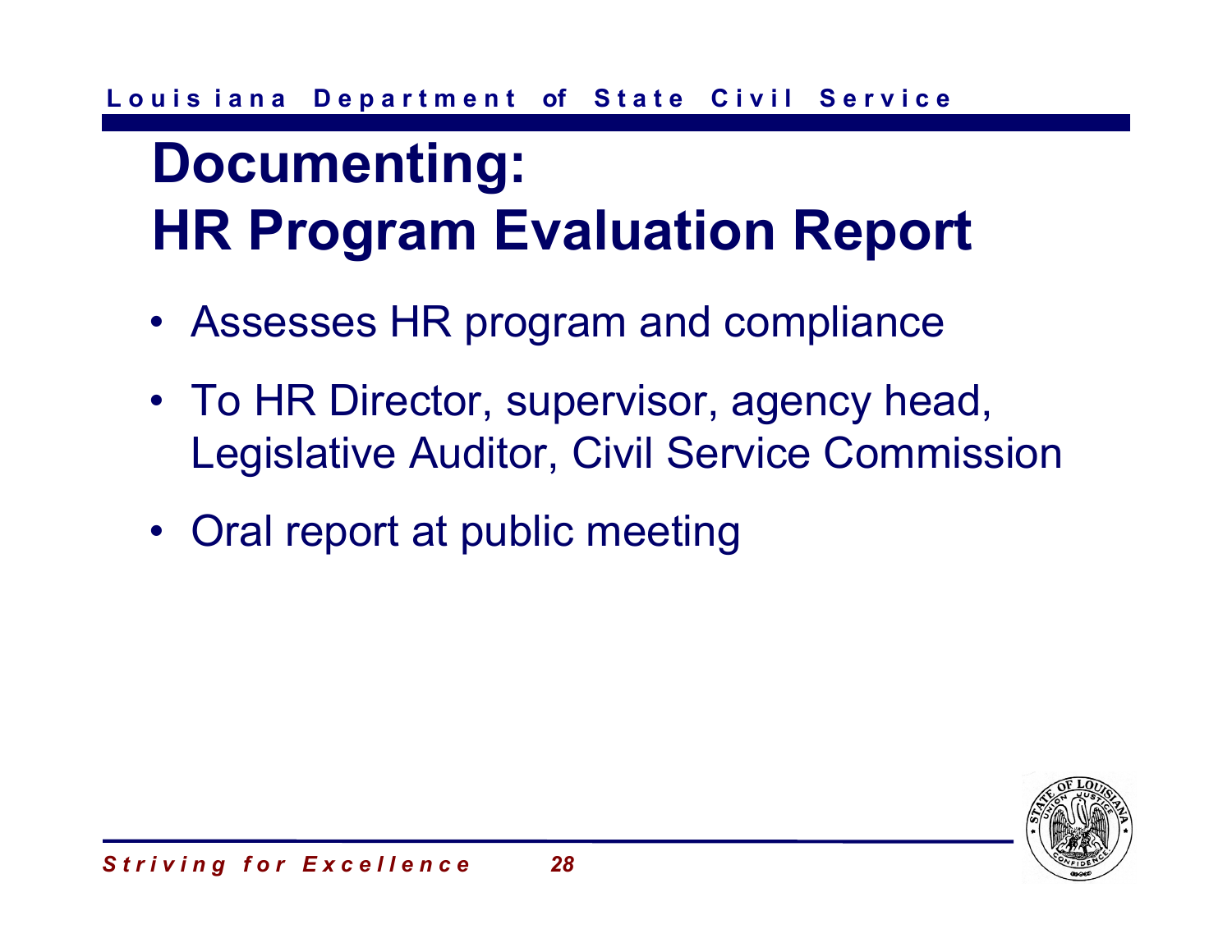# Documenting: HR Program Evaluation Report

- Assesses HR program and compliance
- To HR Director, supervisor, agency head, Legislative Auditor, Civil Service Commission
- Oral report at public meeting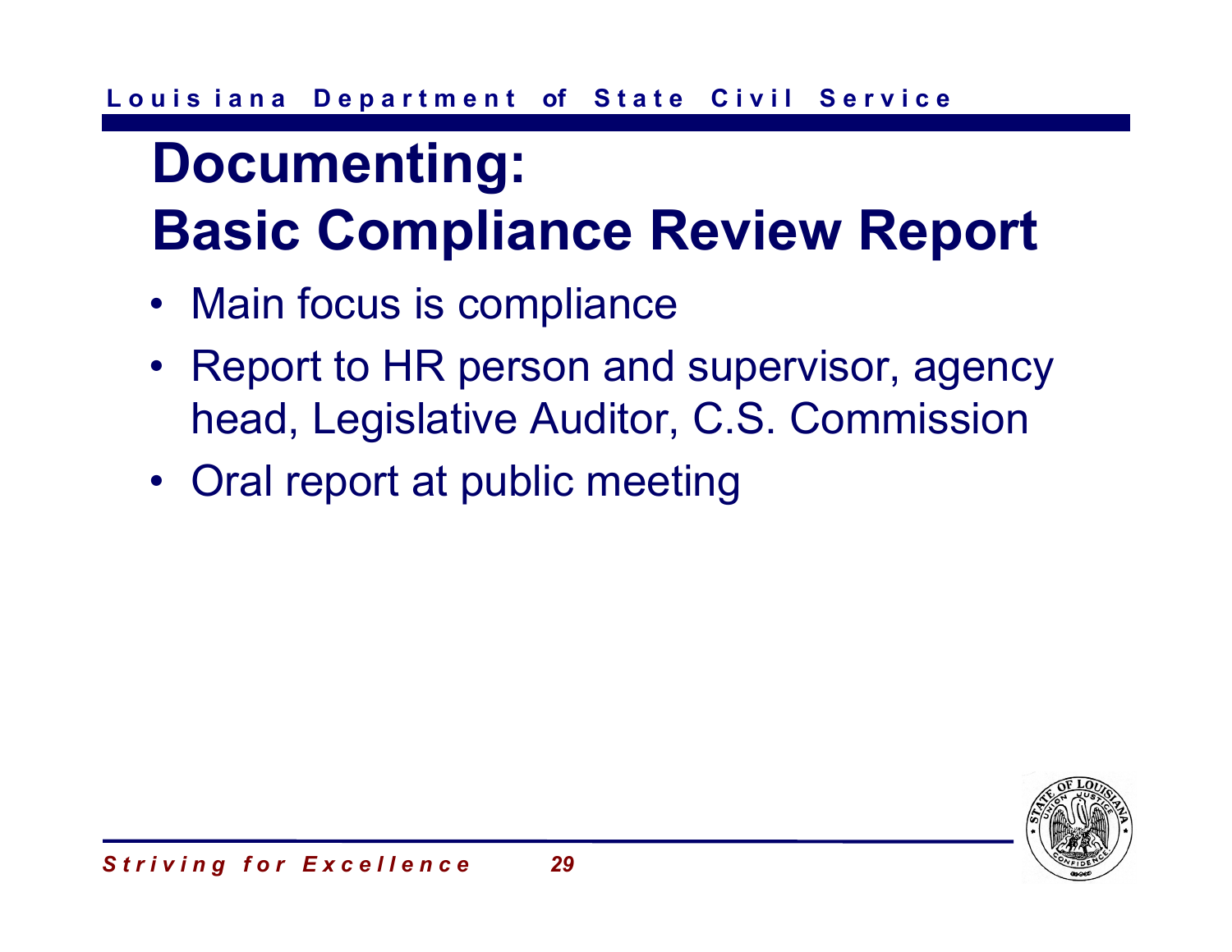# Documenting: Basic Compliance Review Report

- Main focus is compliance
- Report to HR person and supervisor, agency head, Legislative Auditor, C.S. Commission
- Oral report at public meeting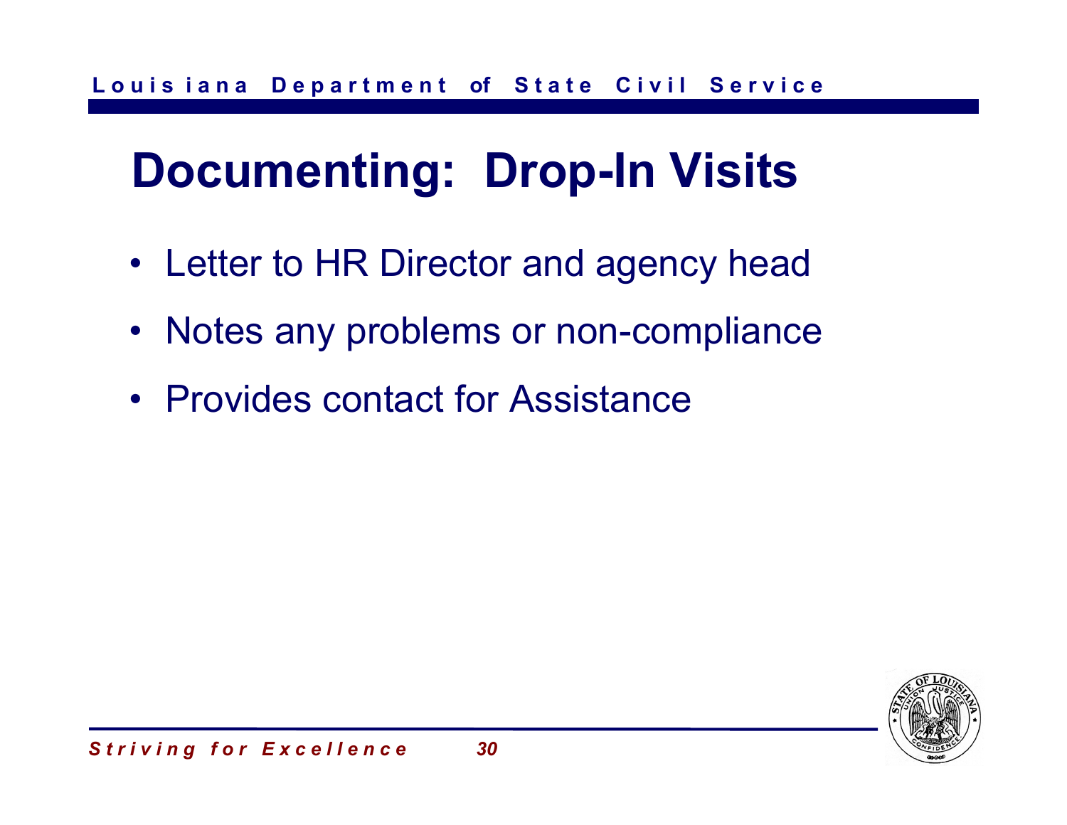# Documenting: Drop-In Visits

- Letter to HR Director and agency head
- Notes any problems or non-compliance
- Provides contact for Assistance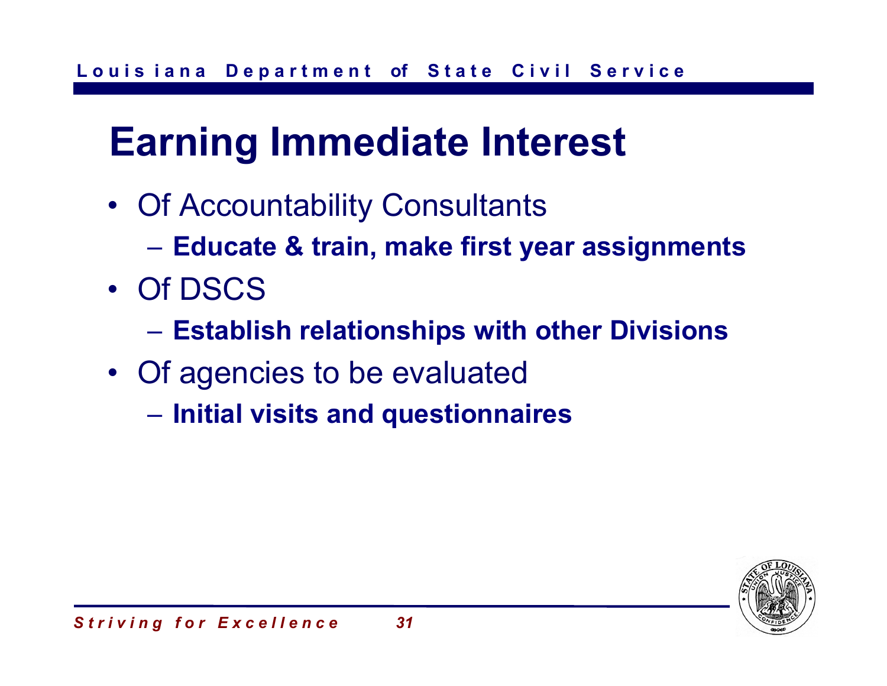# Earning Immediate Interest

- Of Accountability Consultants
  - **Educate & train, make first year assignments**
- Of DSCS
  - **Establish relationships with other Divisions**
- Of agencies to be evaluated
  - **Initial visits and questionnaires**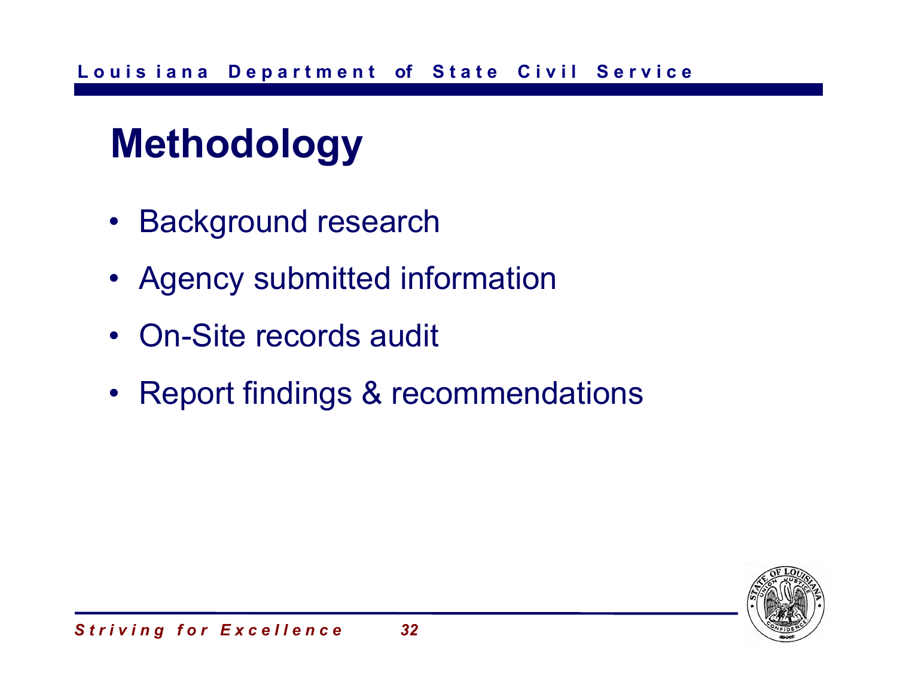# Methodology

- Background research
- Agency submitted information
- On-Site records audit
- Report findings & recommendations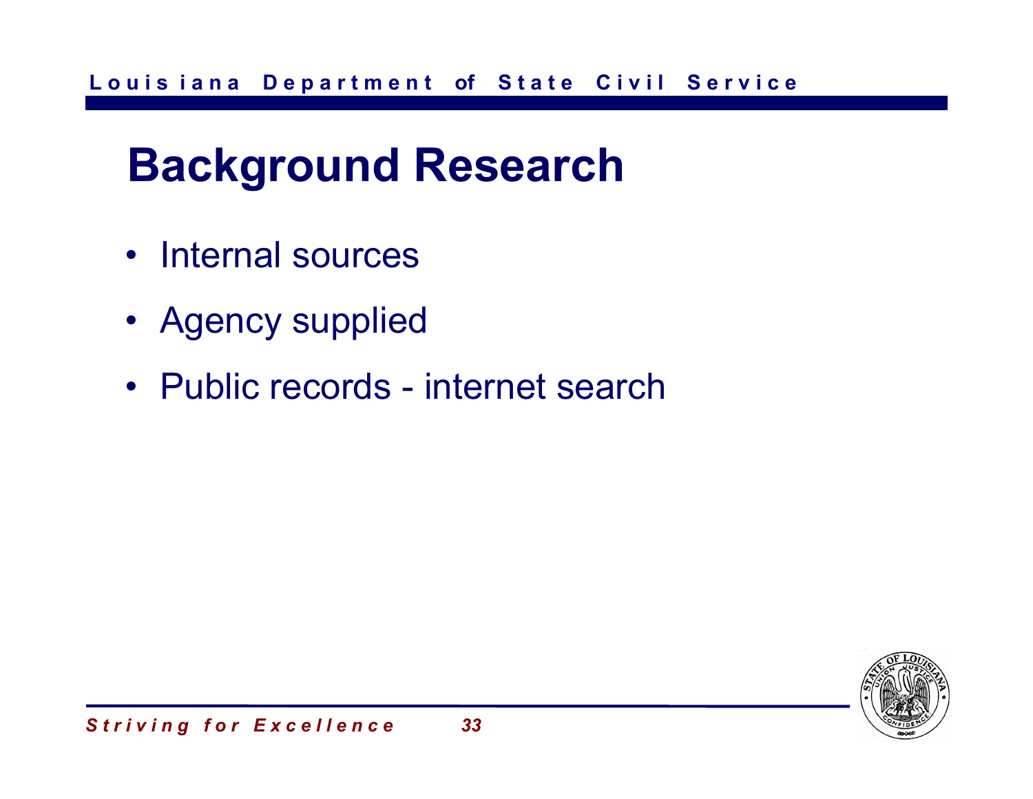# Background Research

- Internal sources
- Agency supplied
- Public records - internet search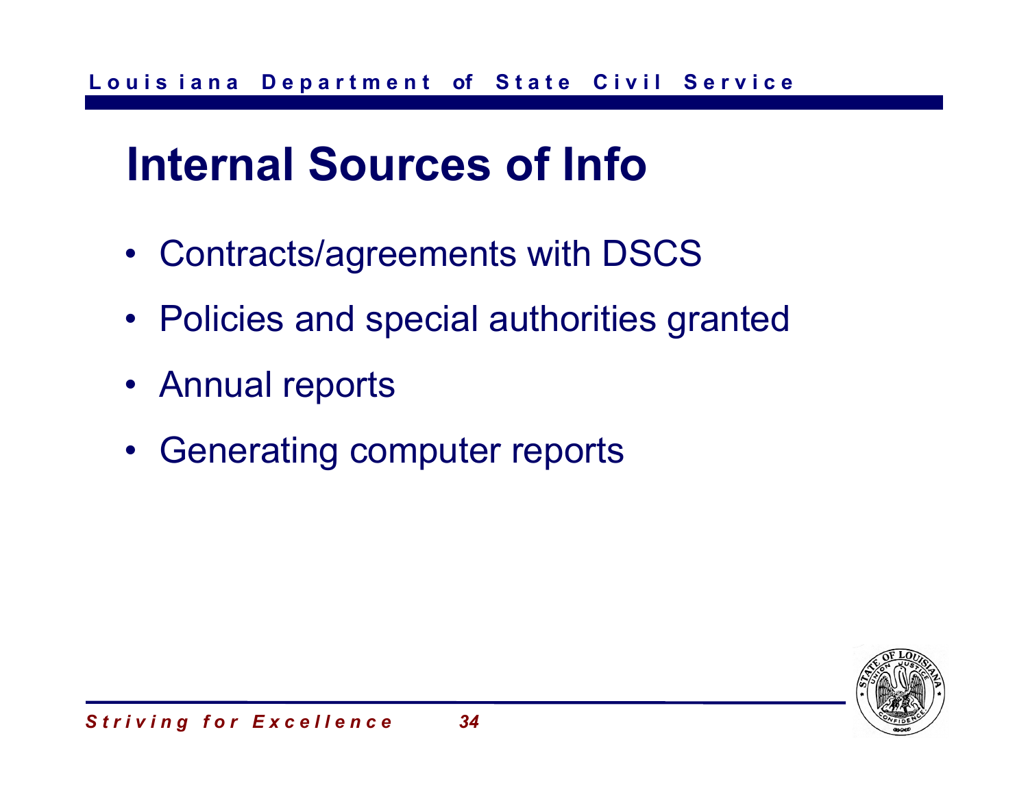# Internal Sources of Info

- Contracts/agreements with DSCS
- Policies and special authorities granted
- Annual reports
- Generating computer reports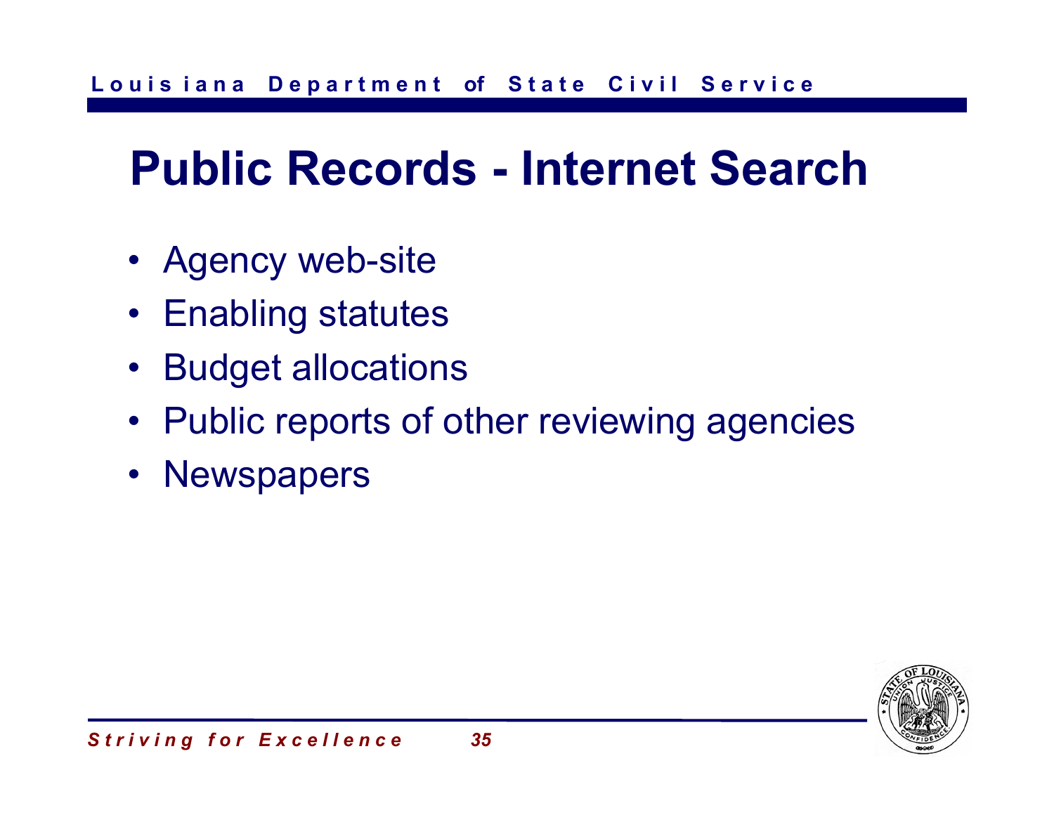# Public Records - Internet Search

- Agency web-site
- Enabling statutes
- Budget allocations
- Public reports of other reviewing agencies
- Newspapers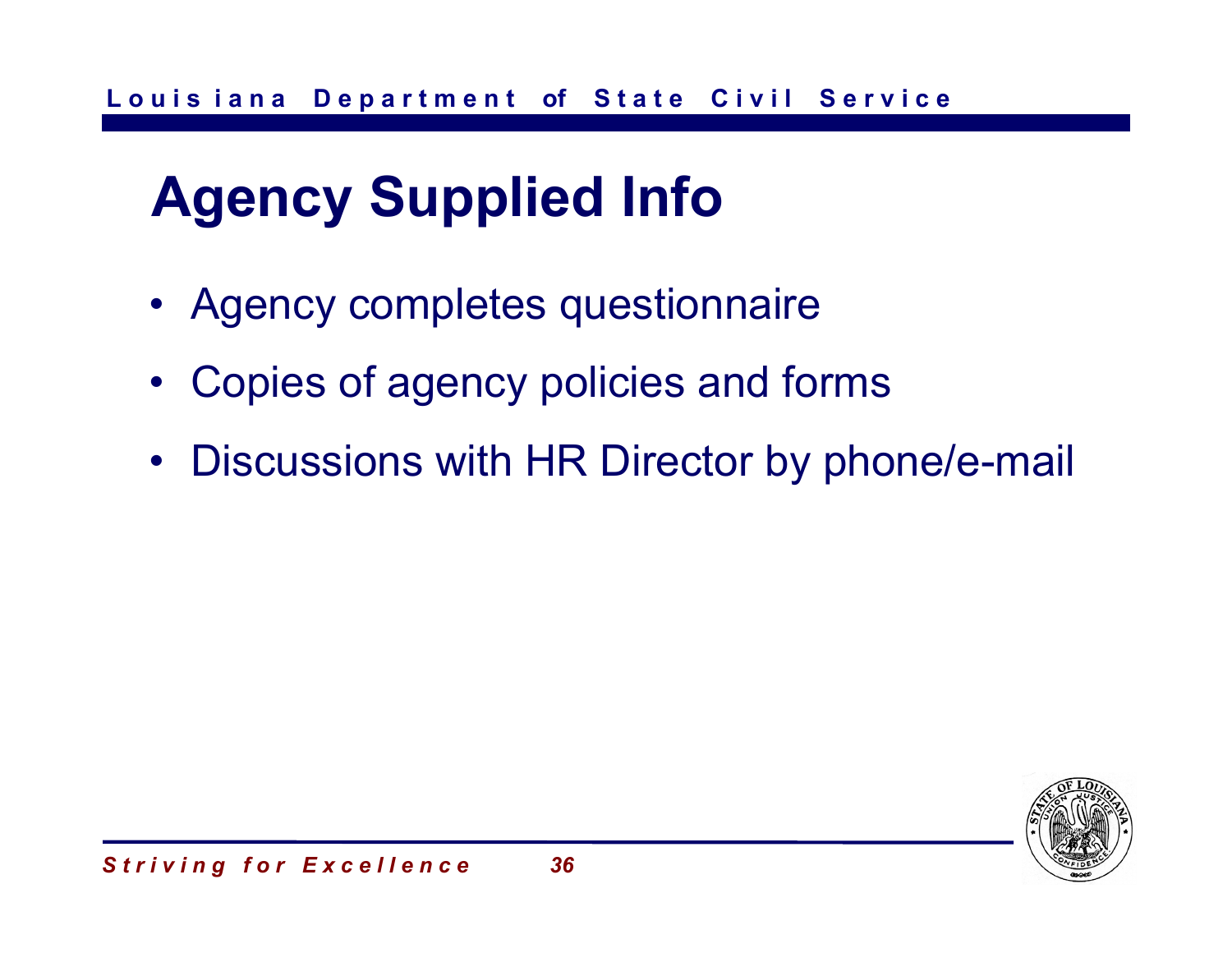# Agency Supplied Info

- Agency completes questionnaire
- Copies of agency policies and forms
- Discussions with HR Director by phone/e-mail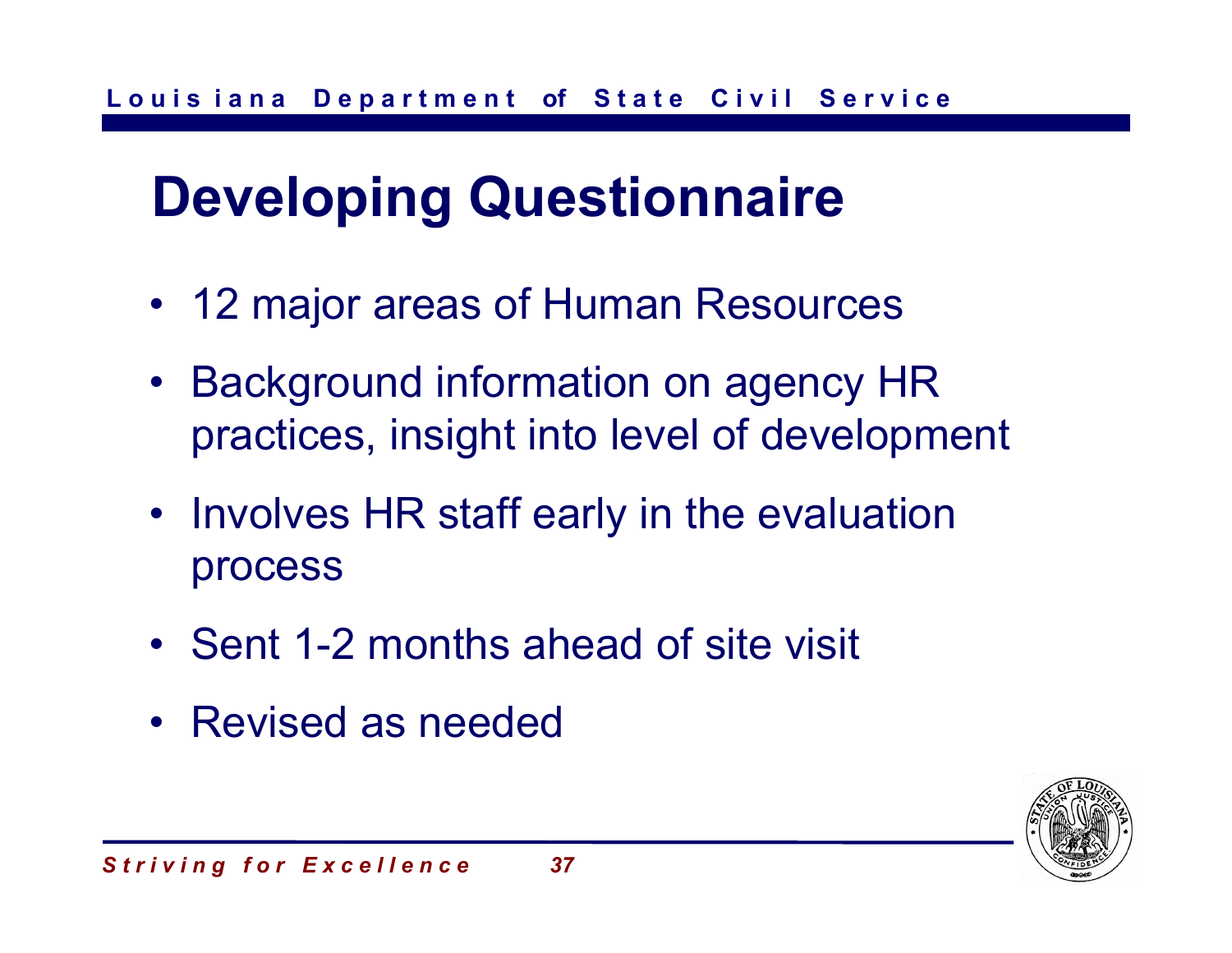# Developing Questionnaire

- 12 major areas of Human Resources
- Background information on agency HR practices, insight into level of development
- Involves HR staff early in the evaluation process
- Sent 1-2 months ahead of site visit
- Revised as needed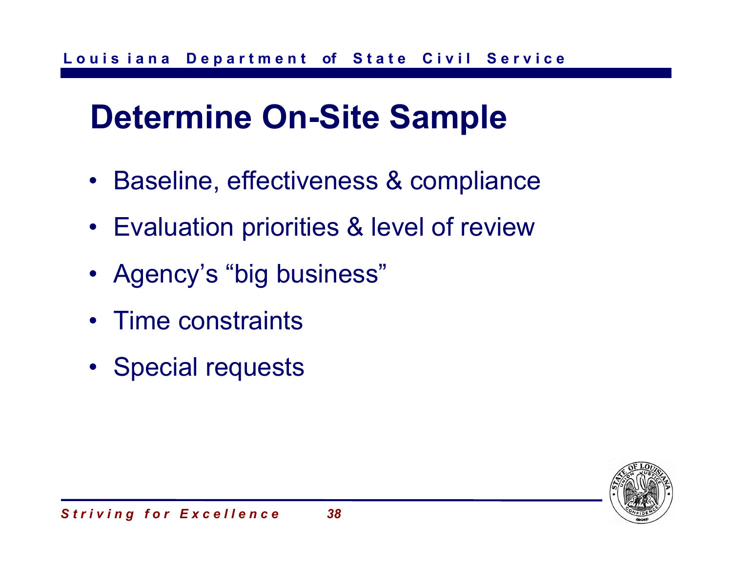# Determine On-Site Sample

- Baseline, effectiveness & compliance
- Evaluation priorities & level of review
- Agency's "big business"
- Time constraints
- Special requests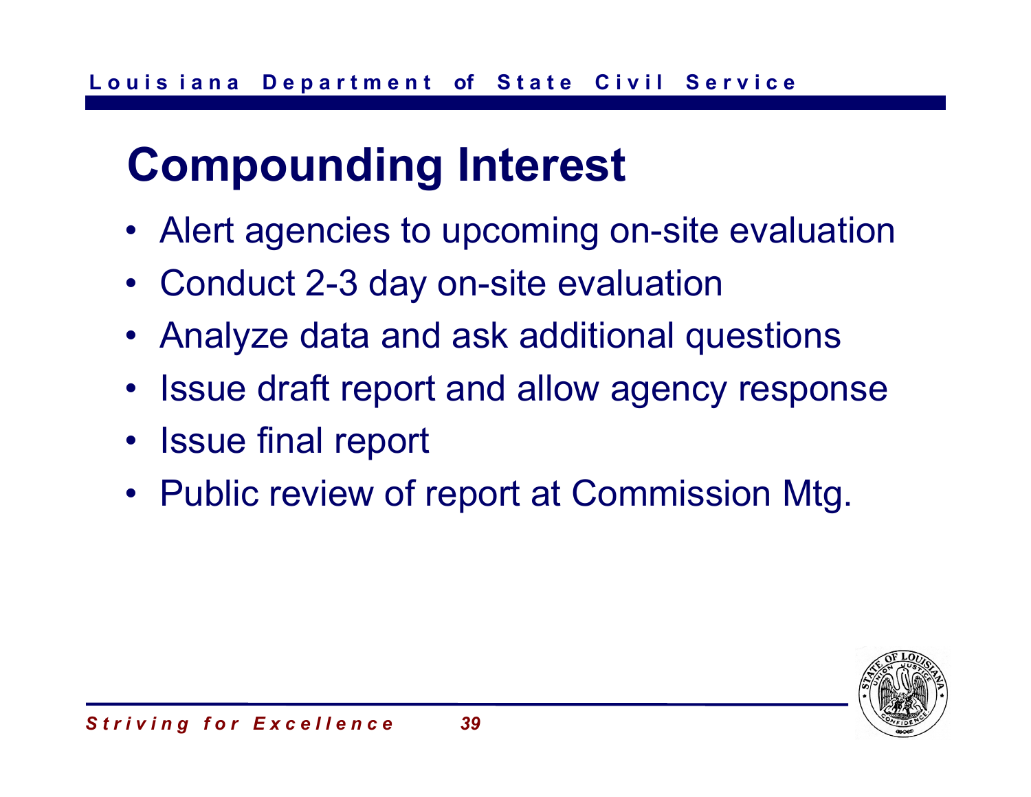# Compounding Interest

- Alert agencies to upcoming on-site evaluation
- Conduct 2-3 day on-site evaluation
- Analyze data and ask additional questions
- Issue draft report and allow agency response
- Issue final report
- Public review of report at Commission Mtg.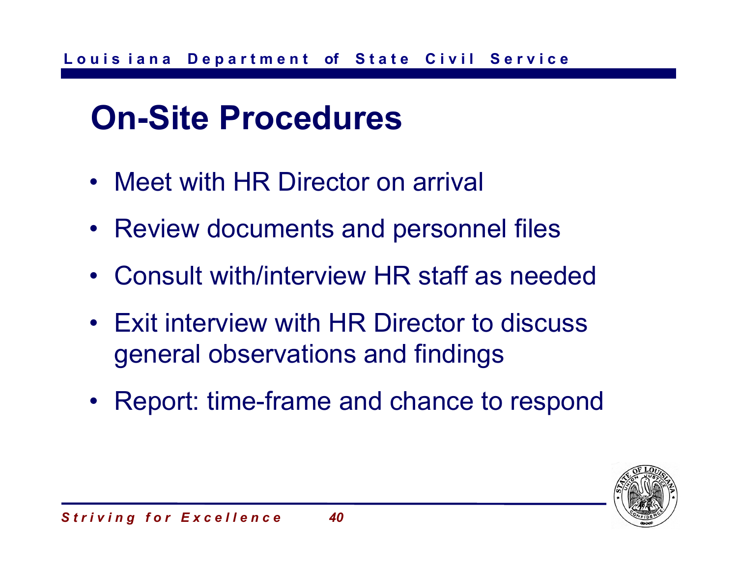# On-Site Procedures

- Meet with HR Director on arrival
- Review documents and personnel files
- Consult with/interview HR staff as needed
- Exit interview with HR Director to discuss general observations and findings
- Report: time-frame and chance to respond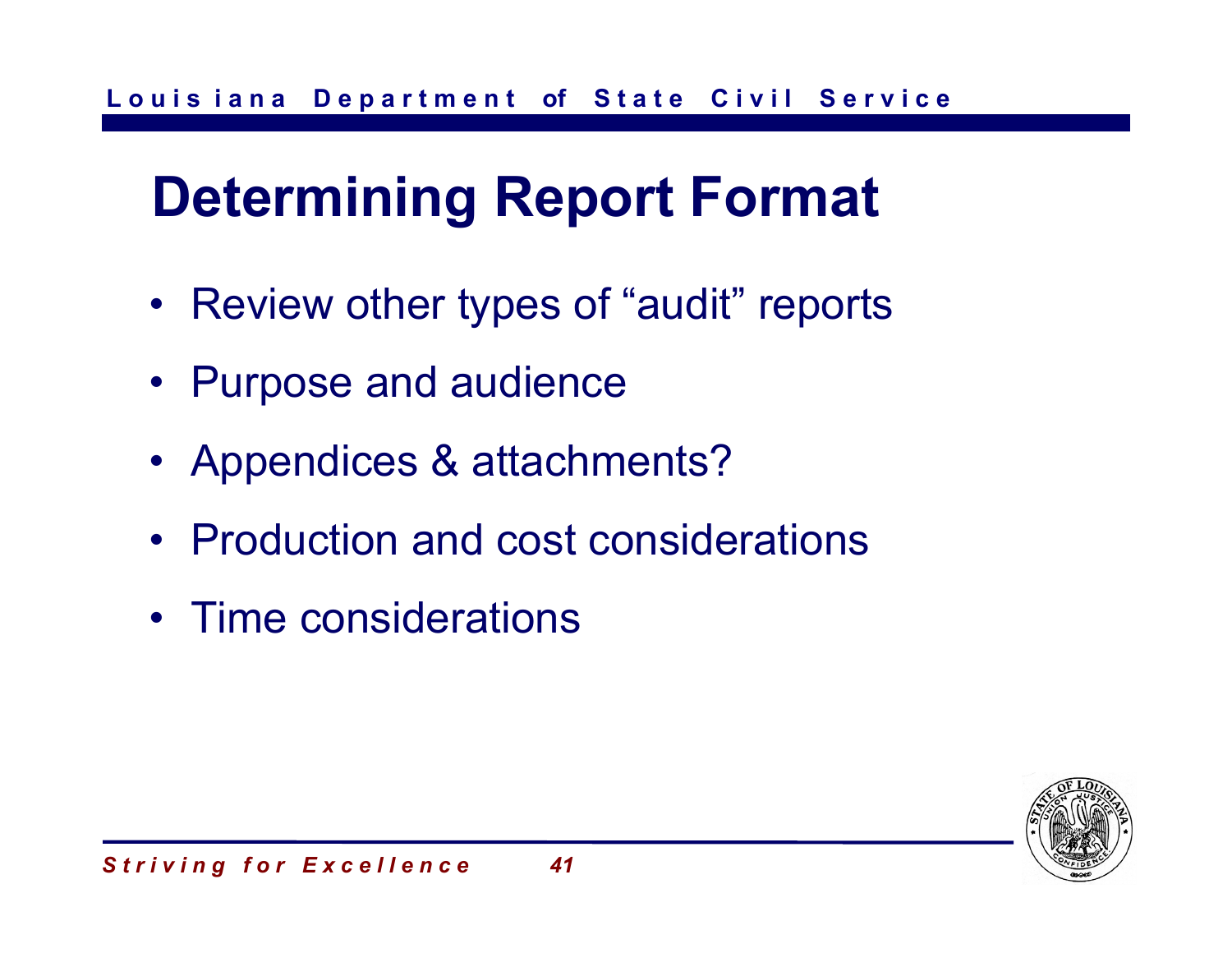# Determining Report Format

- Review other types of "audit" reports
- Purpose and audience
- Appendices & attachments?
- Production and cost considerations
- Time considerations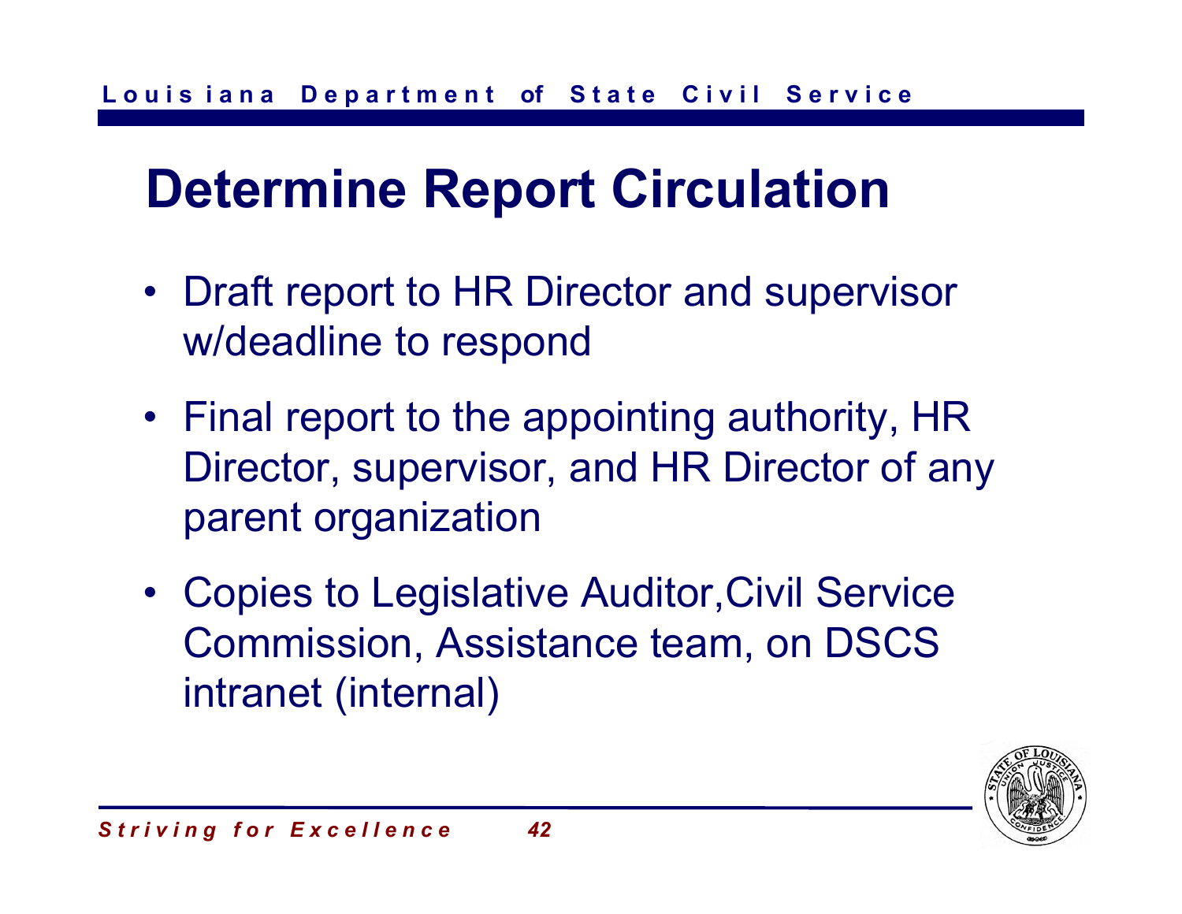# Determine Report Circulation

- Draft report to HR Director and supervisor w/deadline to respond
- Final report to the appointing authority, HR Director, supervisor, and HR Director of any parent organization
- Copies to Legislative Auditor,Civil Service Commission, Assistance team, on DSCS intranet (internal)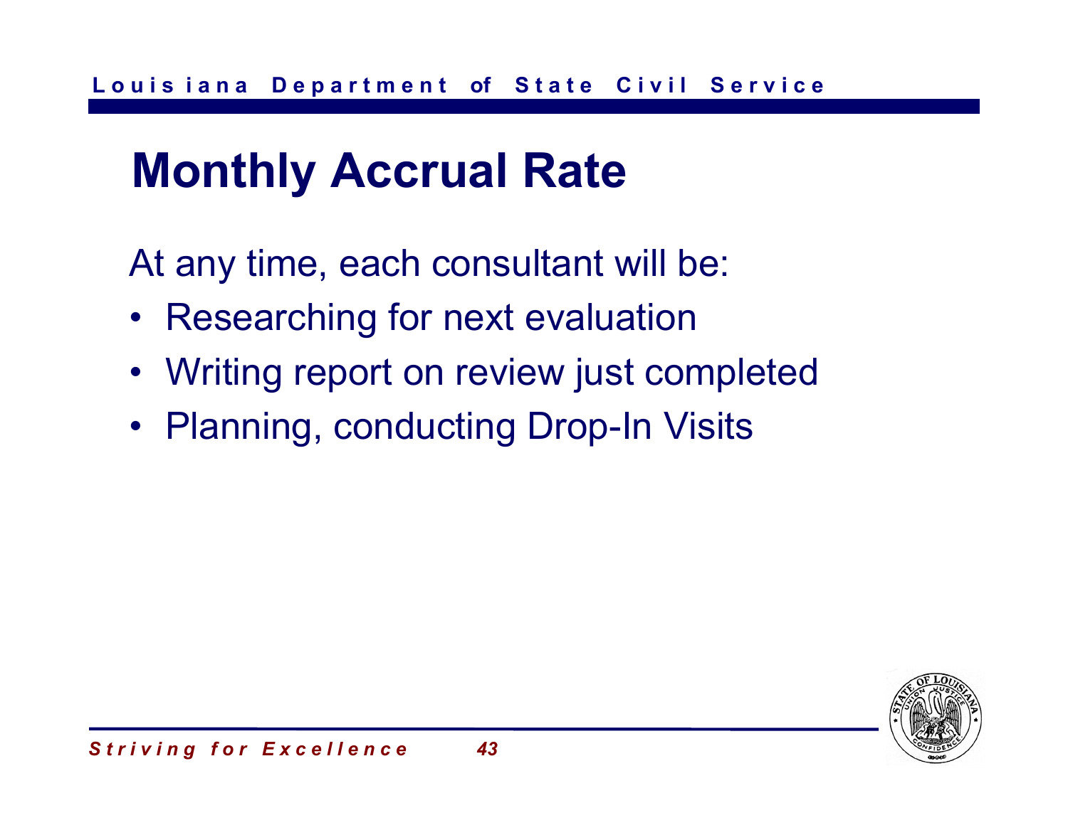# Monthly Accrual Rate

At any time, each consultant will be:

- Researching for next evaluation
- Writing report on review just completed
- Planning, conducting Drop-In Visits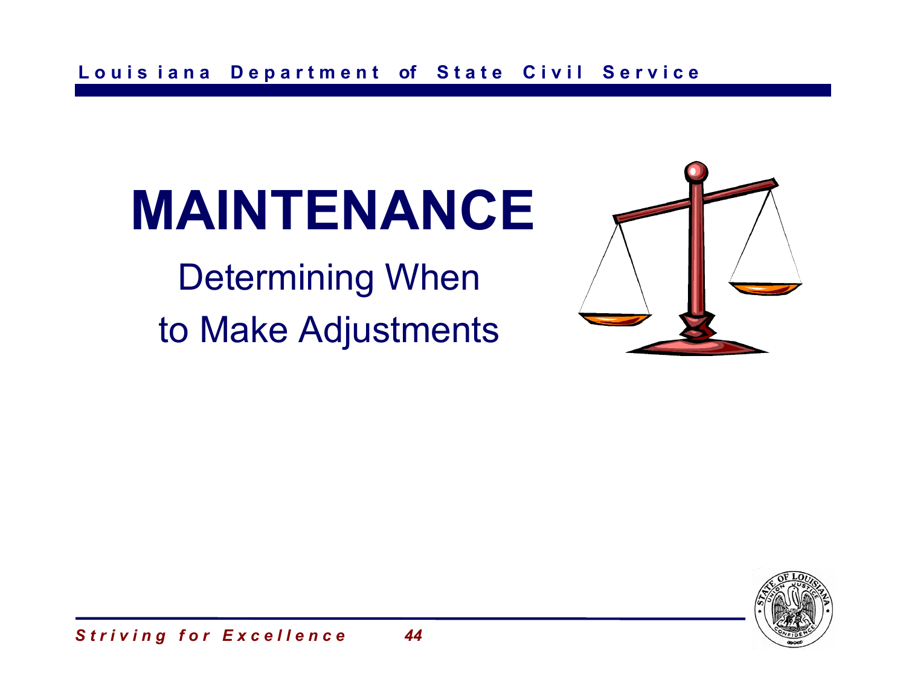# MAINTENANCE

Determining When
to Make Adjustments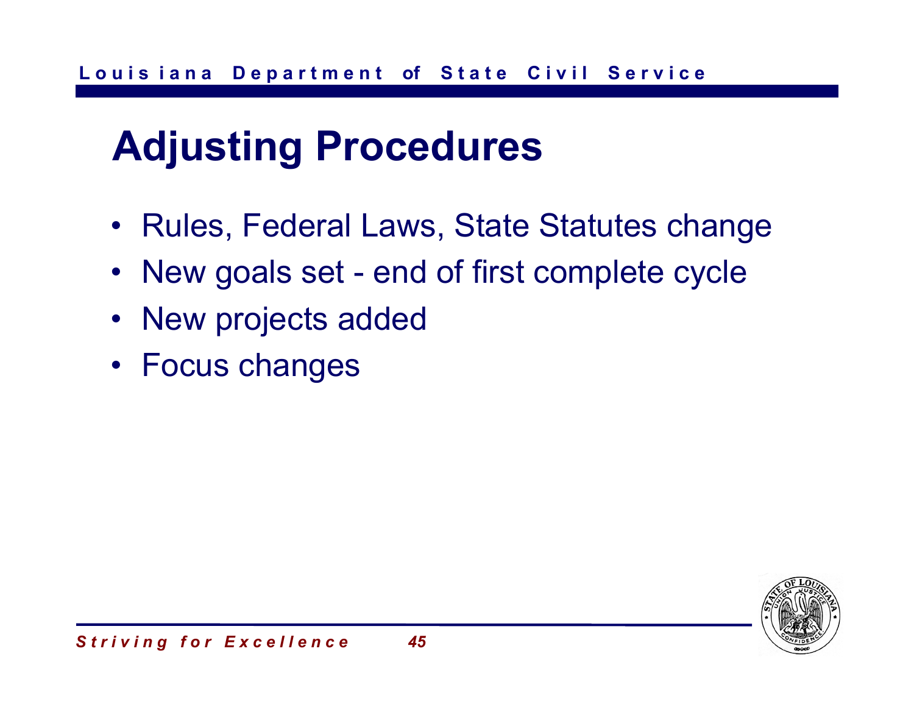# Adjusting Procedures

- Rules, Federal Laws, State Statutes change
- New goals set - end of first complete cycle
- New projects added
- Focus changes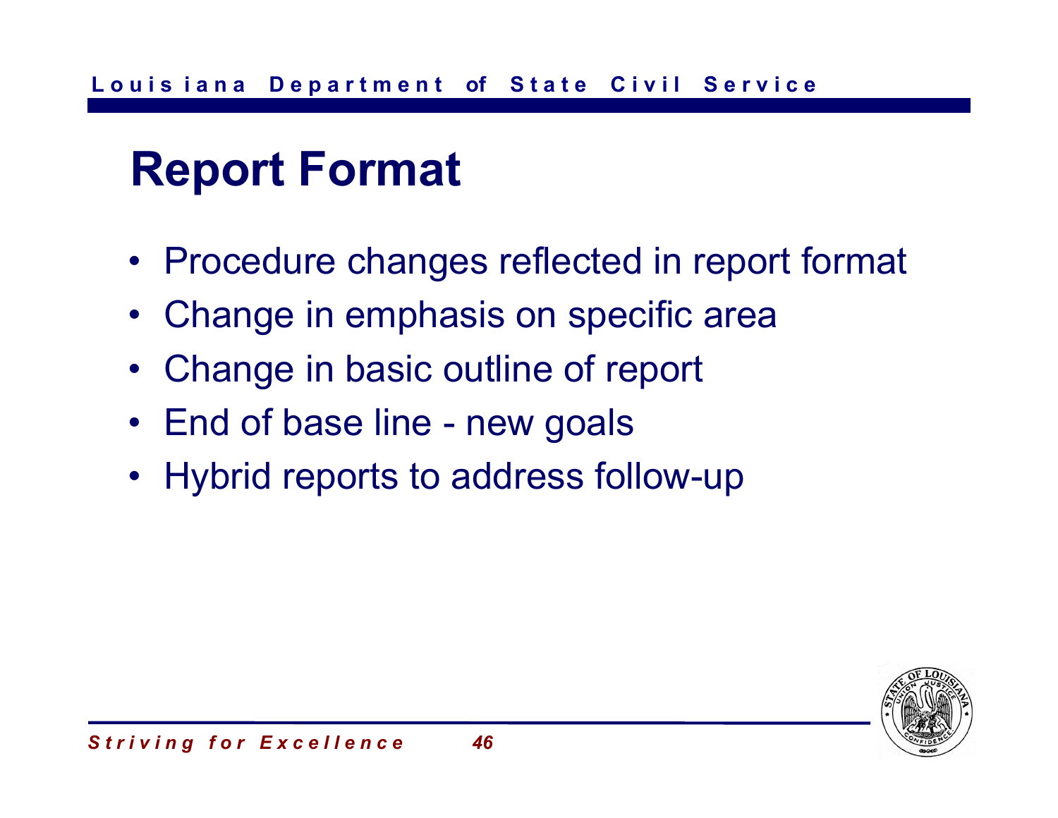# Report Format

- Procedure changes reflected in report format
- Change in emphasis on specific area
- Change in basic outline of report
- End of base line - new goals
- Hybrid reports to address follow-up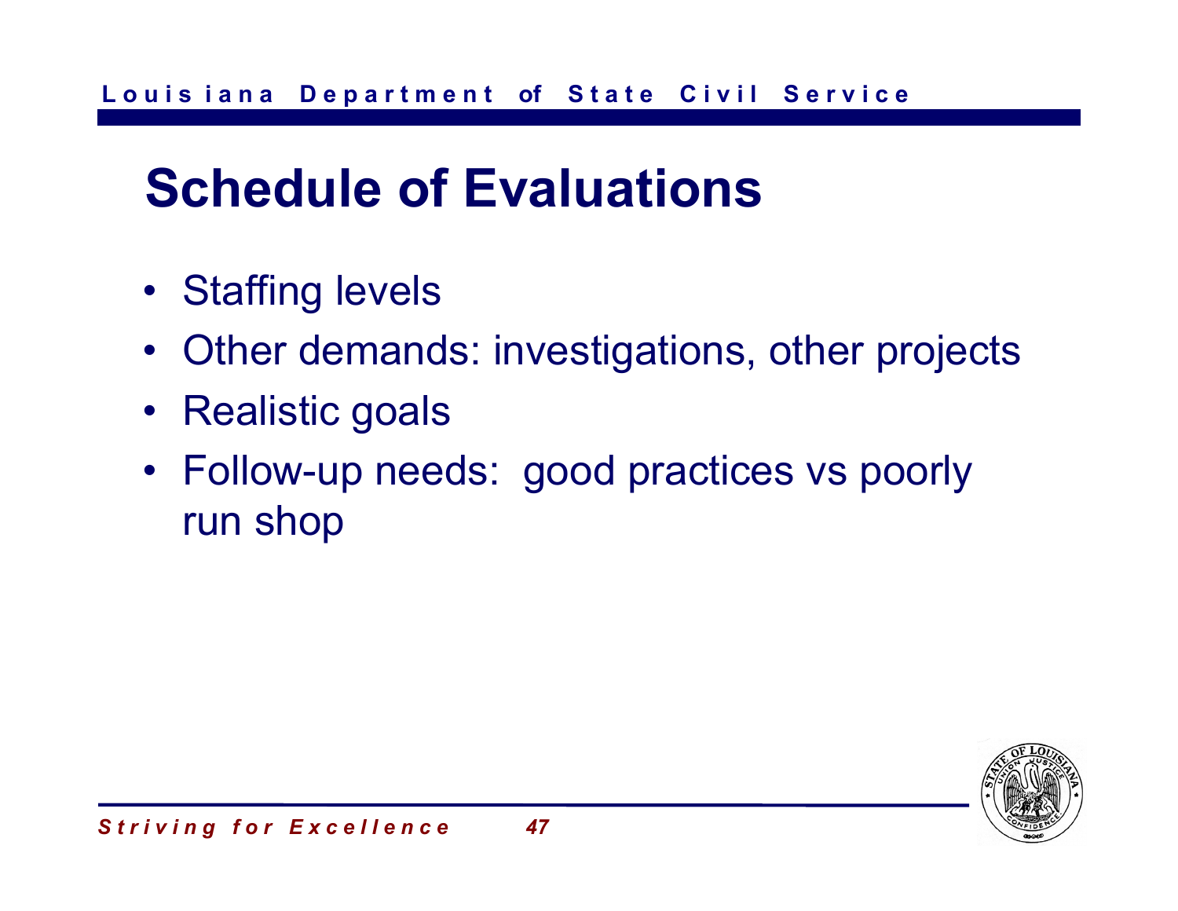# Schedule of Evaluations

- Staffing levels
- Other demands: investigations, other projects
- Realistic goals
- Follow-up needs: good practices vs poorly run shop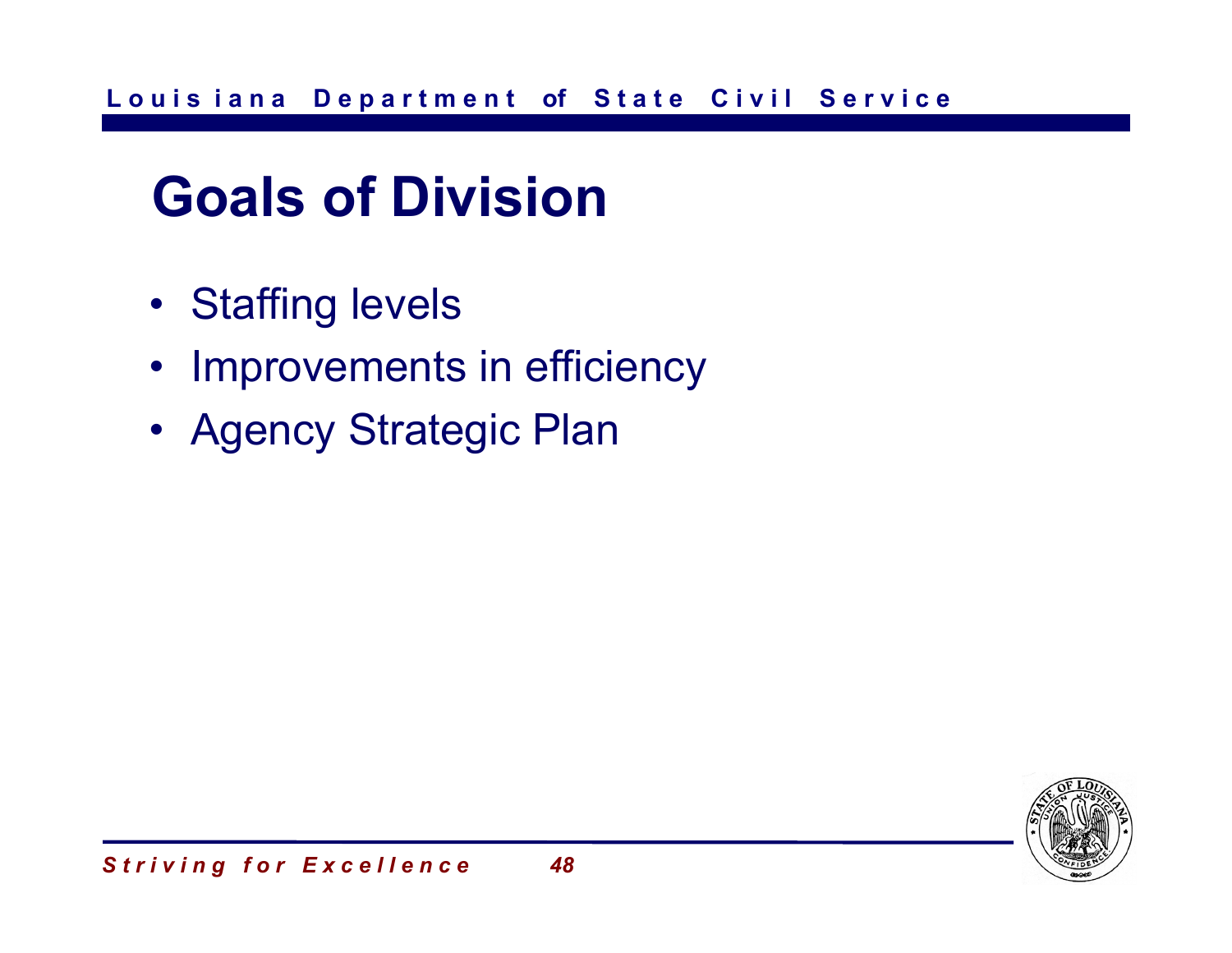# Goals of Division

- Staffing levels
- Improvements in efficiency
- Agency Strategic Plan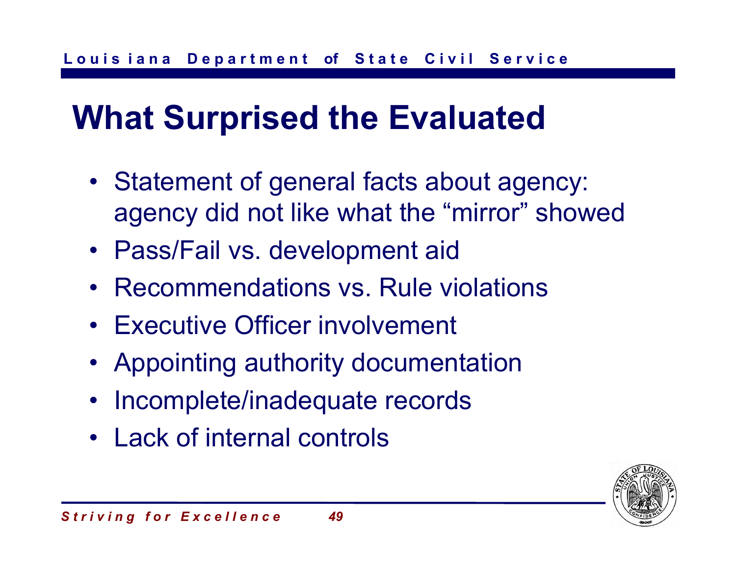# What Surprised the Evaluated

- Statement of general facts about agency: agency did not like what the “mirror” showed
- Pass/Fail vs. development aid
- Recommendations vs. Rule violations
- Executive Officer involvement
- Appointing authority documentation
- Incomplete/inadequate records
- Lack of internal controls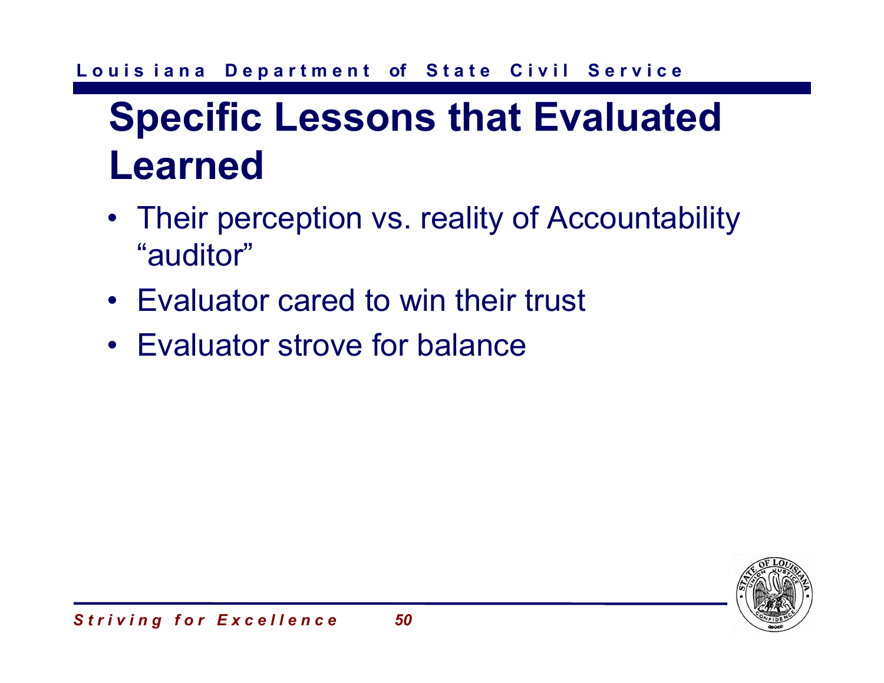# Specific Lessons that Evaluated Learned

- Their perception vs. reality of Accountability "auditor"
- Evaluator cared to win their trust
- Evaluator strove for balance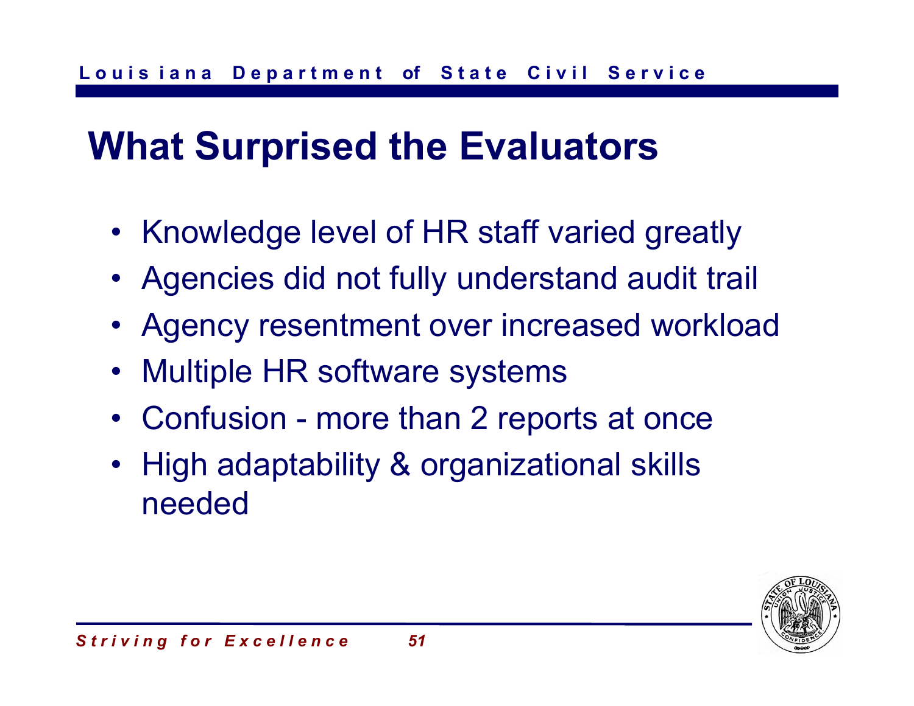# What Surprised the Evaluators

- Knowledge level of HR staff varied greatly
- Agencies did not fully understand audit trail
- Agency resentment over increased workload
- Multiple HR software systems
- Confusion - more than 2 reports at once
- High adaptability & organizational skills needed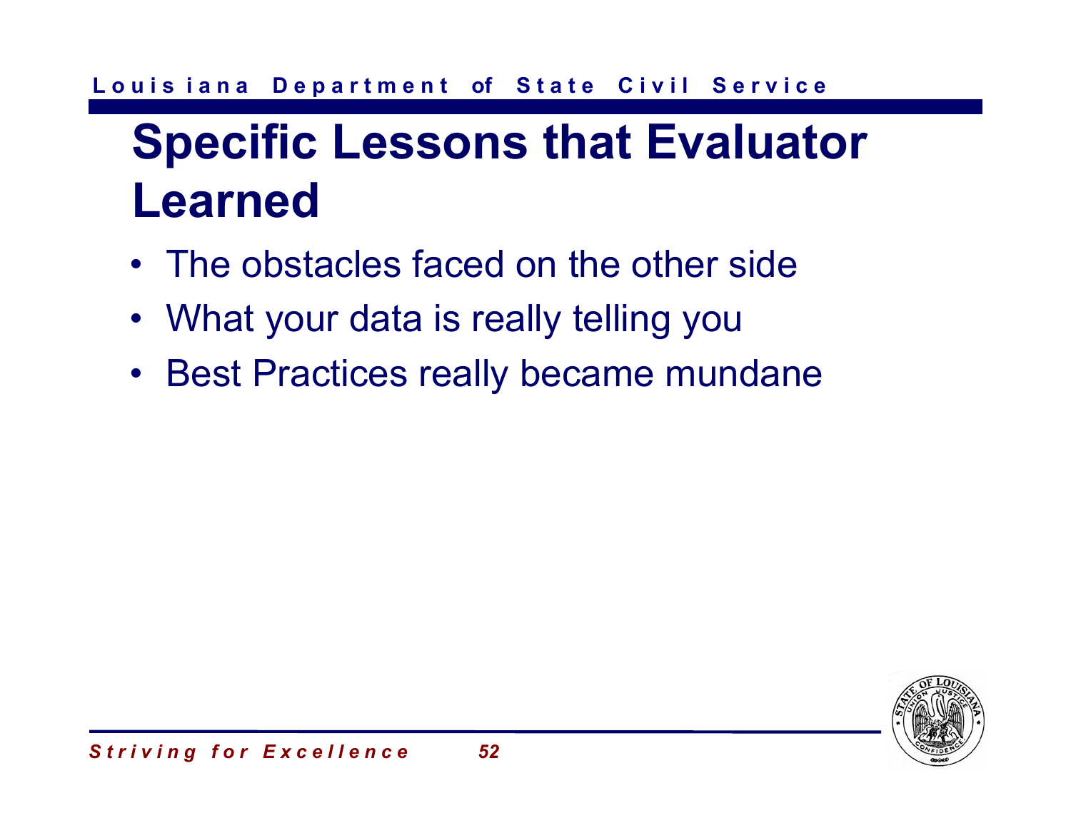# Specific Lessons that Evaluator Learned

- The obstacles faced on the other side
- What your data is really telling you
- Best Practices really became mundane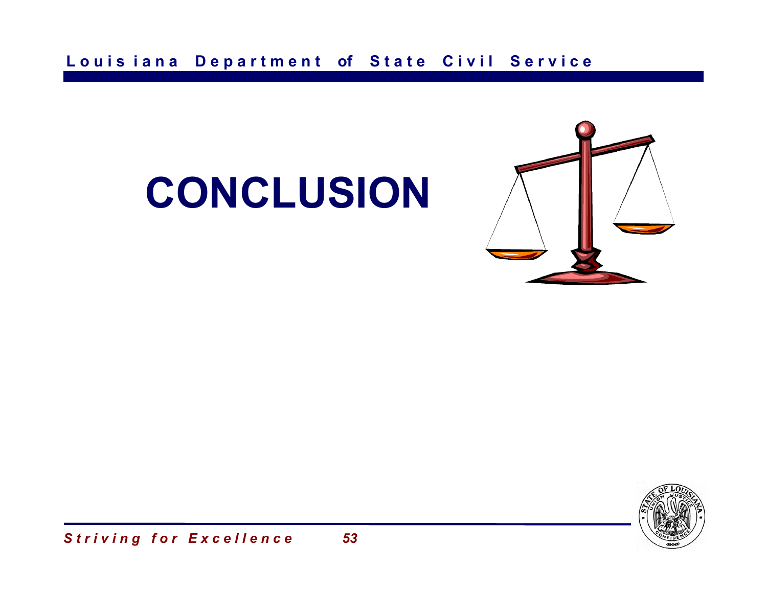# CONCLUSION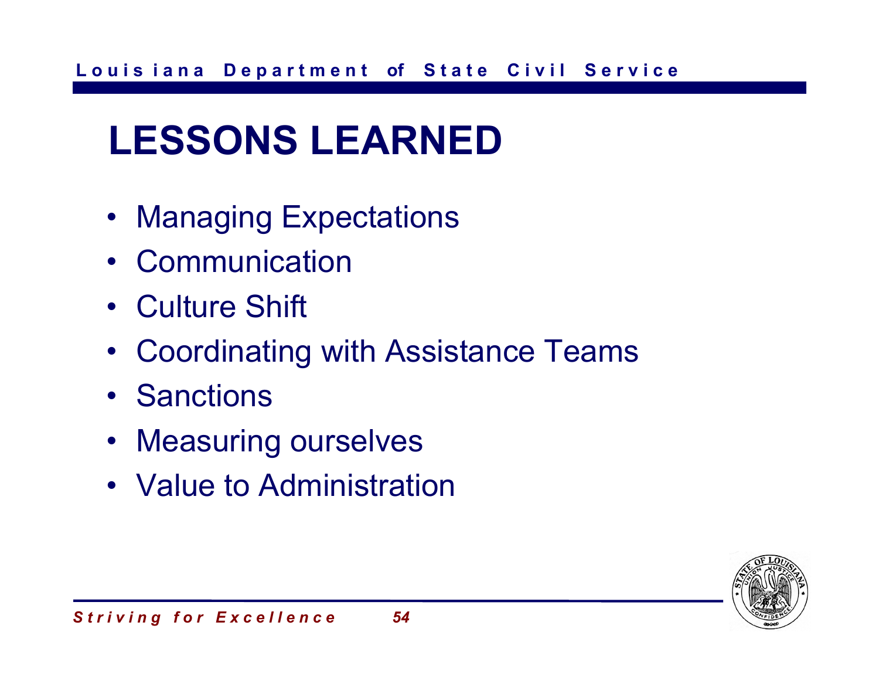# LESSONS LEARNED

- Managing Expectations
- Communication
- Culture Shift
- Coordinating with Assistance Teams
- Sanctions
- Measuring ourselves
- Value to Administration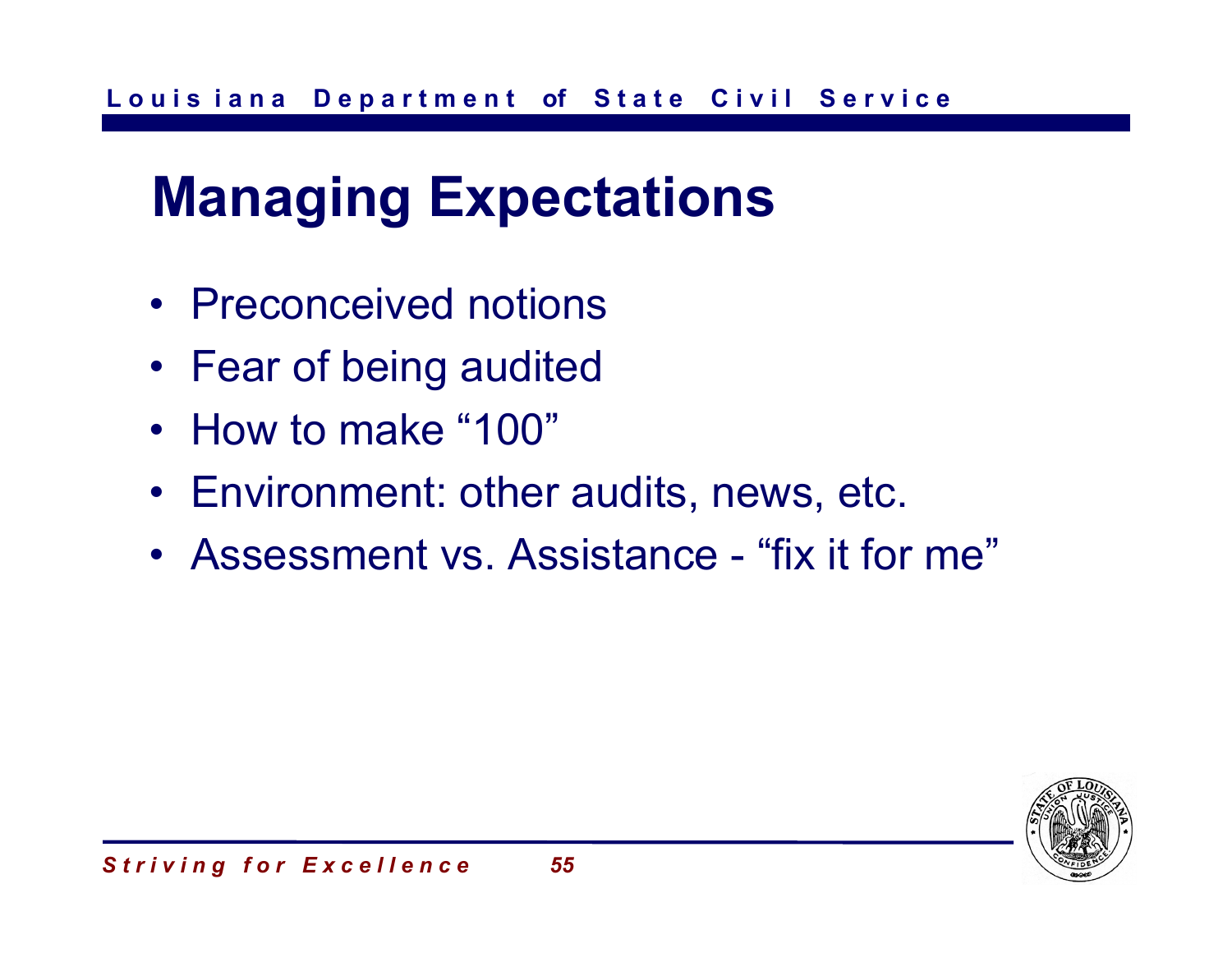# Managing Expectations

- Preconceived notions
- Fear of being audited
- How to make “100”
- Environment: other audits, news, etc.
- Assessment vs. Assistance - “fix it for me”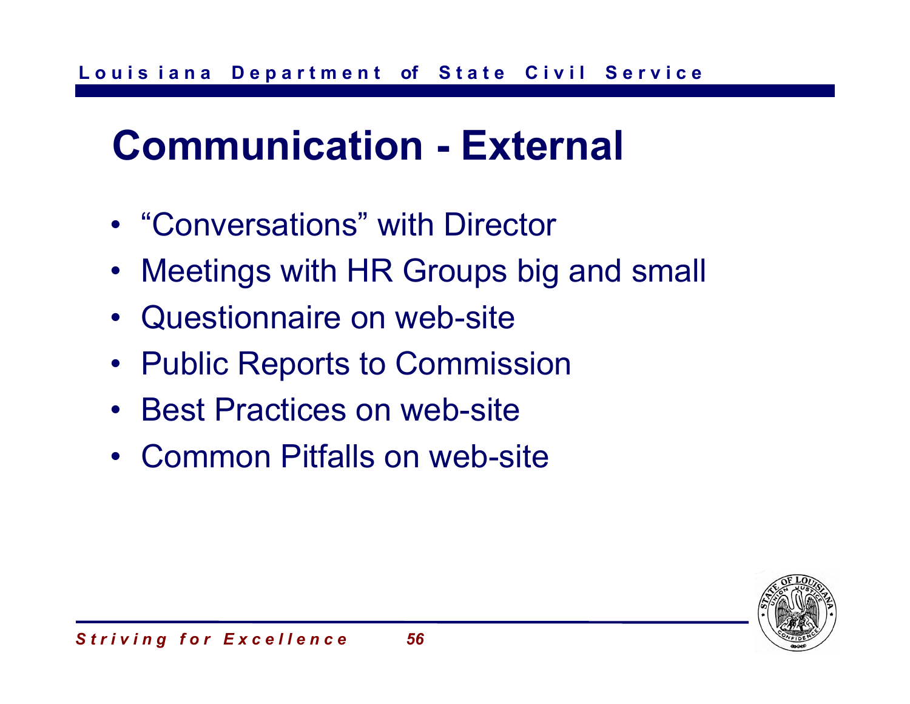# Communication - External

- "Conversations" with Director
- Meetings with HR Groups big and small
- Questionnaire on web-site
- Public Reports to Commission
- Best Practices on web-site
- Common Pitfalls on web-site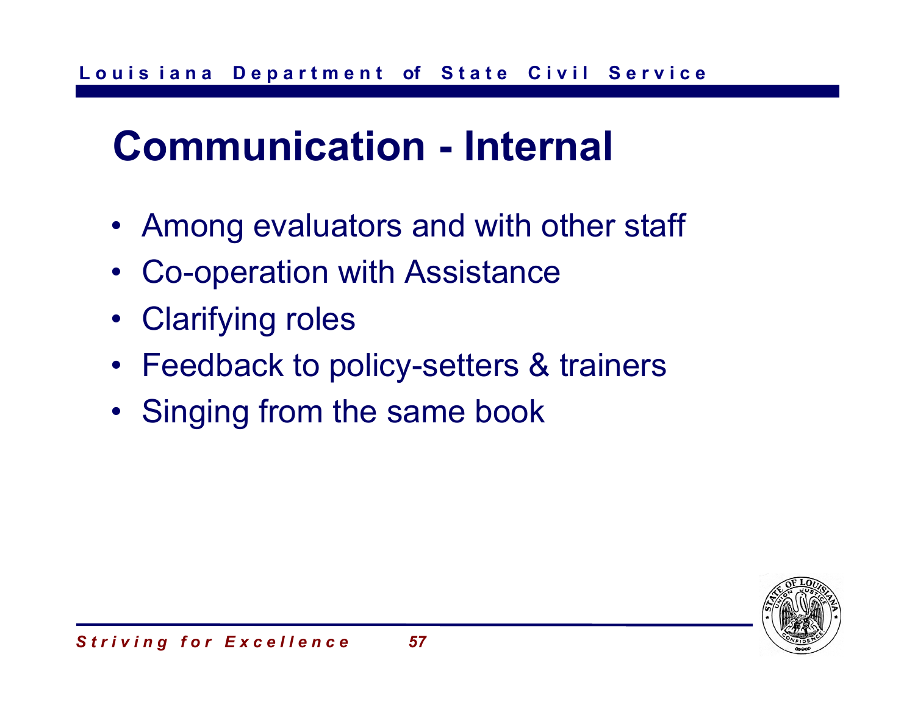# Communication - Internal

- Among evaluators and with other staff
- Co-operation with Assistance
- Clarifying roles
- Feedback to policy-setters & trainers
- Singing from the same book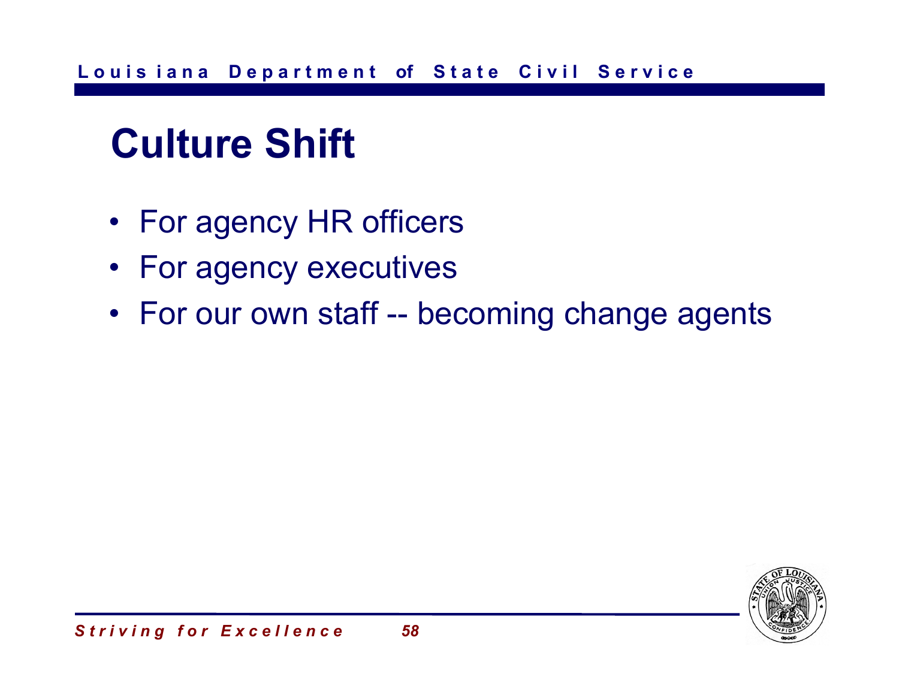# Culture Shift

- For agency HR officers
- For agency executives
- For our own staff -- becoming change agents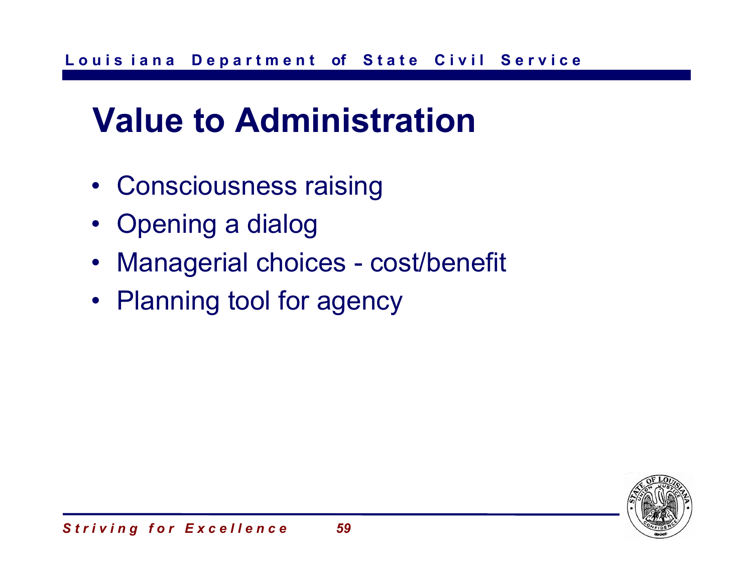# Value to Administration

- Consciousness raising
- Opening a dialog
- Managerial choices - cost/benefit
- Planning tool for agency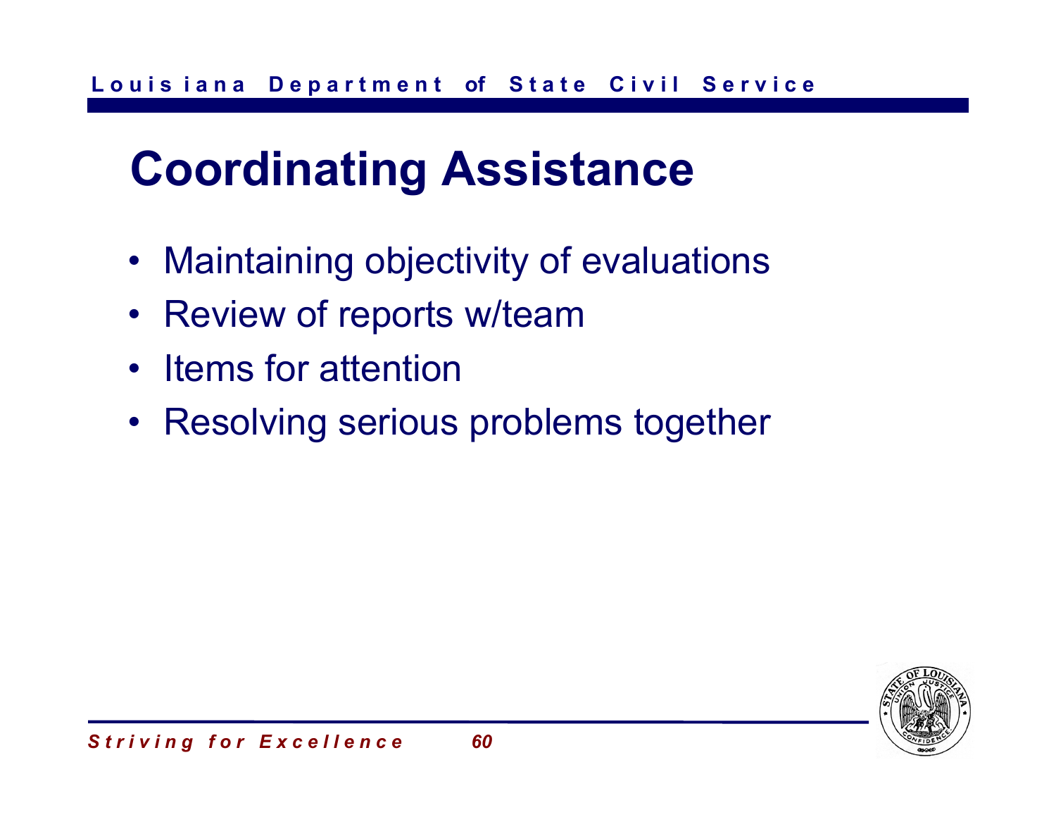# Coordinating Assistance

- Maintaining objectivity of evaluations
- Review of reports w/team
- Items for attention
- Resolving serious problems together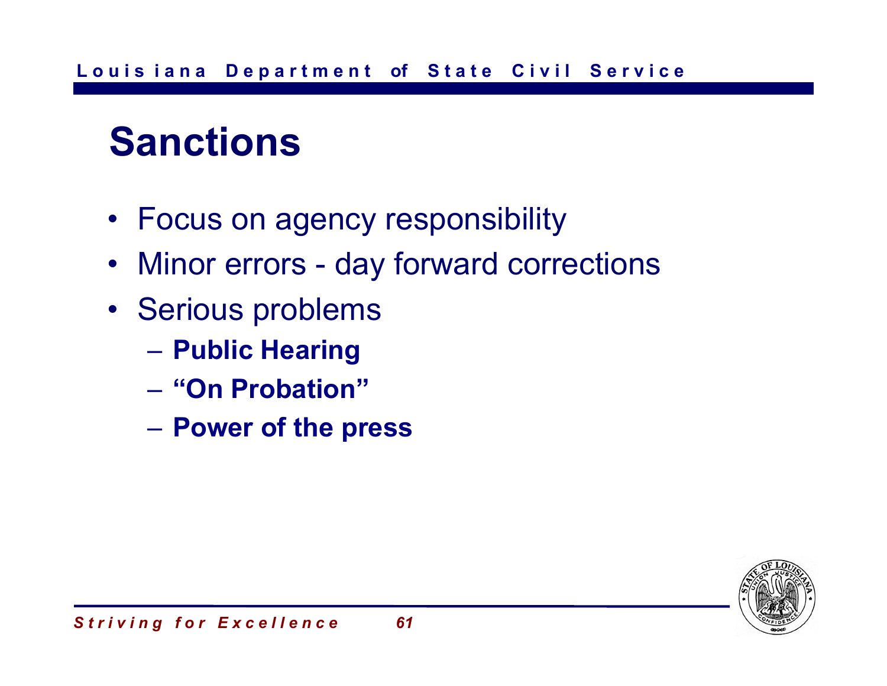# Sanctions

- Focus on agency responsibility
- Minor errors - day forward corrections
- Serious problems
  - **Public Hearing**
  - **"On Probation"**
  - **Power of the press**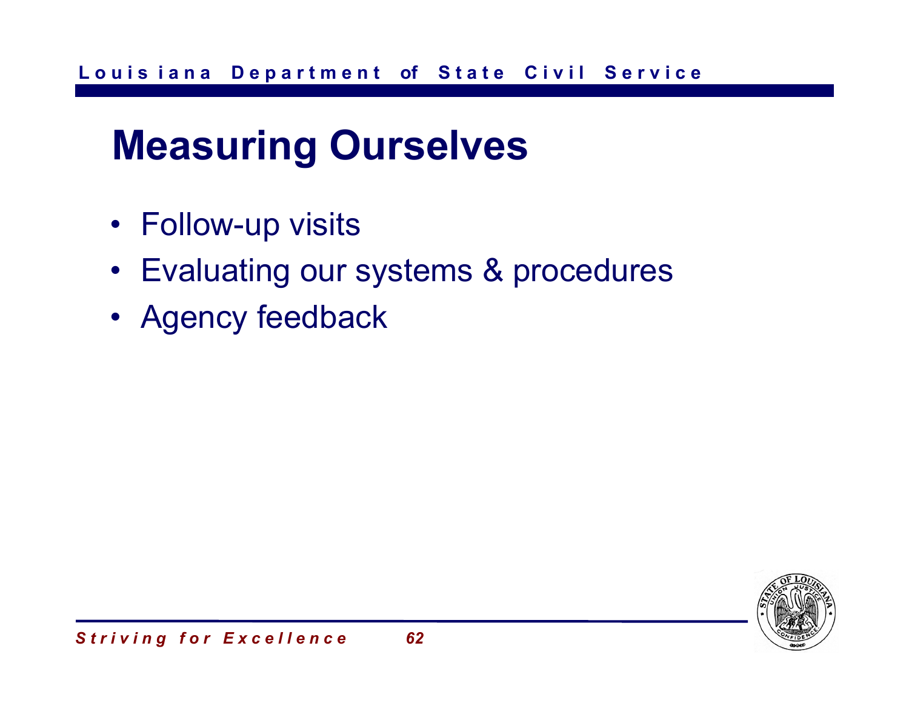# Measuring Ourselves

- Follow-up visits
- Evaluating our systems & procedures
- Agency feedback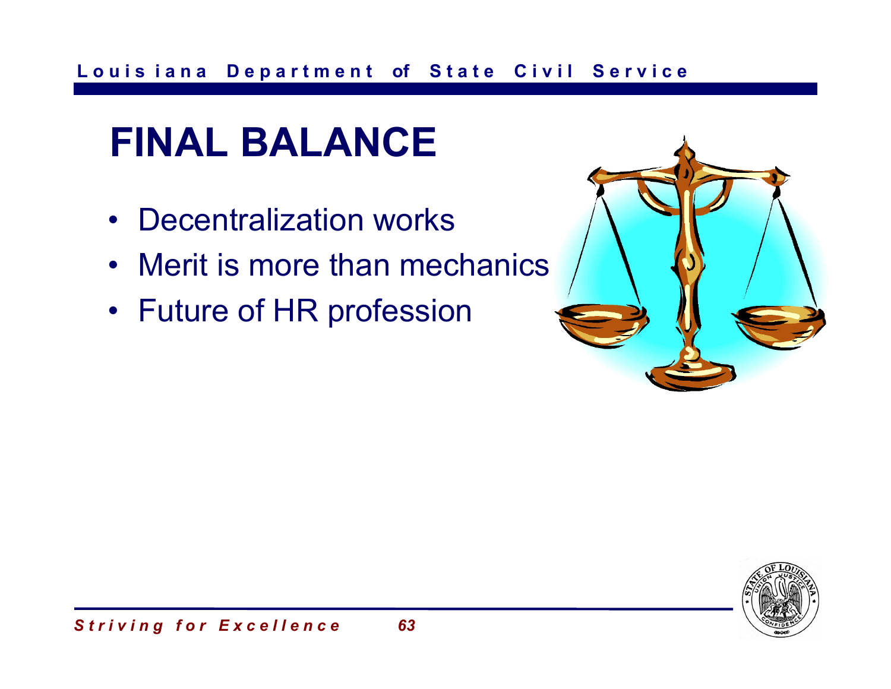# FINAL BALANCE

- Decentralization works
- Merit is more than mechanics
- Future of HR profession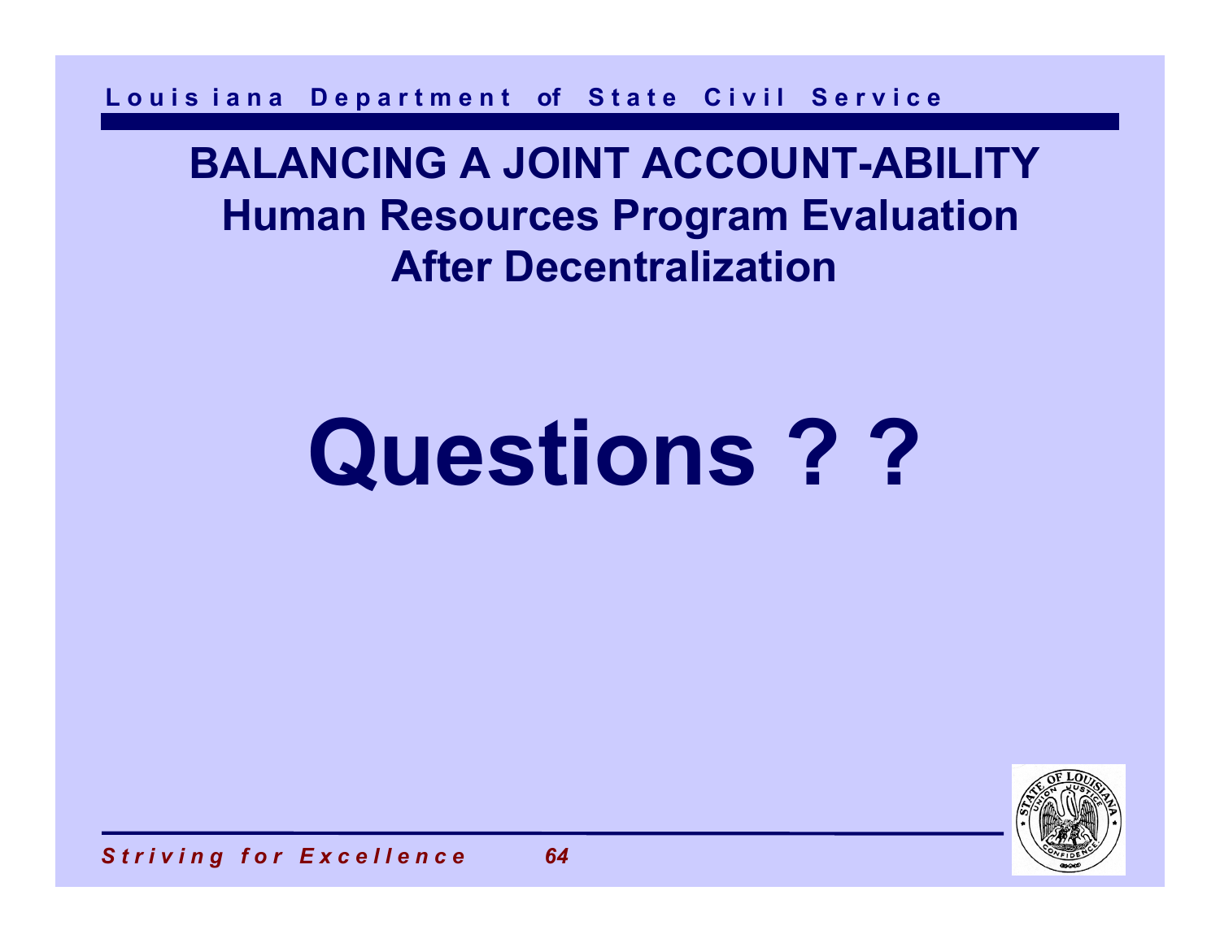# BALANCING A JOINT ACCOUNT-ABILITY

## Human Resources Program Evaluation After Decentralization

# Questions ? ?